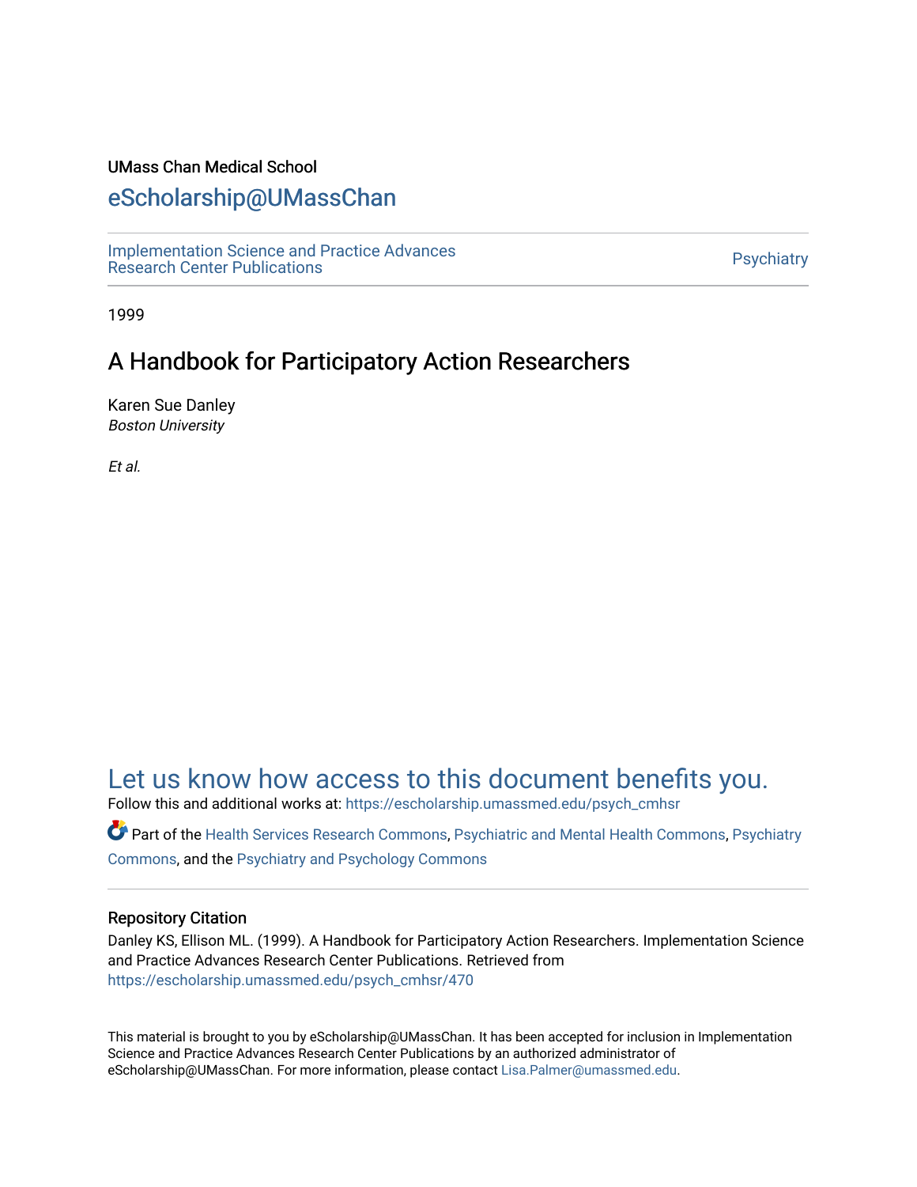UMass Chan Medical School

# eScholarship@UMassChan

Implementation Science and Practice Advances Research Center Publications

Psychiatry

1999

## A Handbook for Participatory Action Researchers

Karen Sue Danley
*Boston University*

*Et al.*

## Let us know how access to this document benefits you.

Follow this and additional works at: https://escholarship.umassmed.edu/psych_cmhsr

Part of the Health Services Research Commons, Psychiatric and Mental Health Commons, Psychiatry Commons, and the Psychiatry and Psychology Commons

### Repository Citation

Danley KS, Ellison ML. (1999). A Handbook for Participatory Action Researchers. Implementation Science and Practice Advances Research Center Publications. Retrieved from https://escholarship.umassmed.edu/psych_cmhsr/470

This material is brought to you by eScholarship@UMassChan. It has been accepted for inclusion in Implementation Science and Practice Advances Research Center Publications by an authorized administrator of eScholarship@UMassChan. For more information, please contact Lisa.Palmer@umassmed.edu.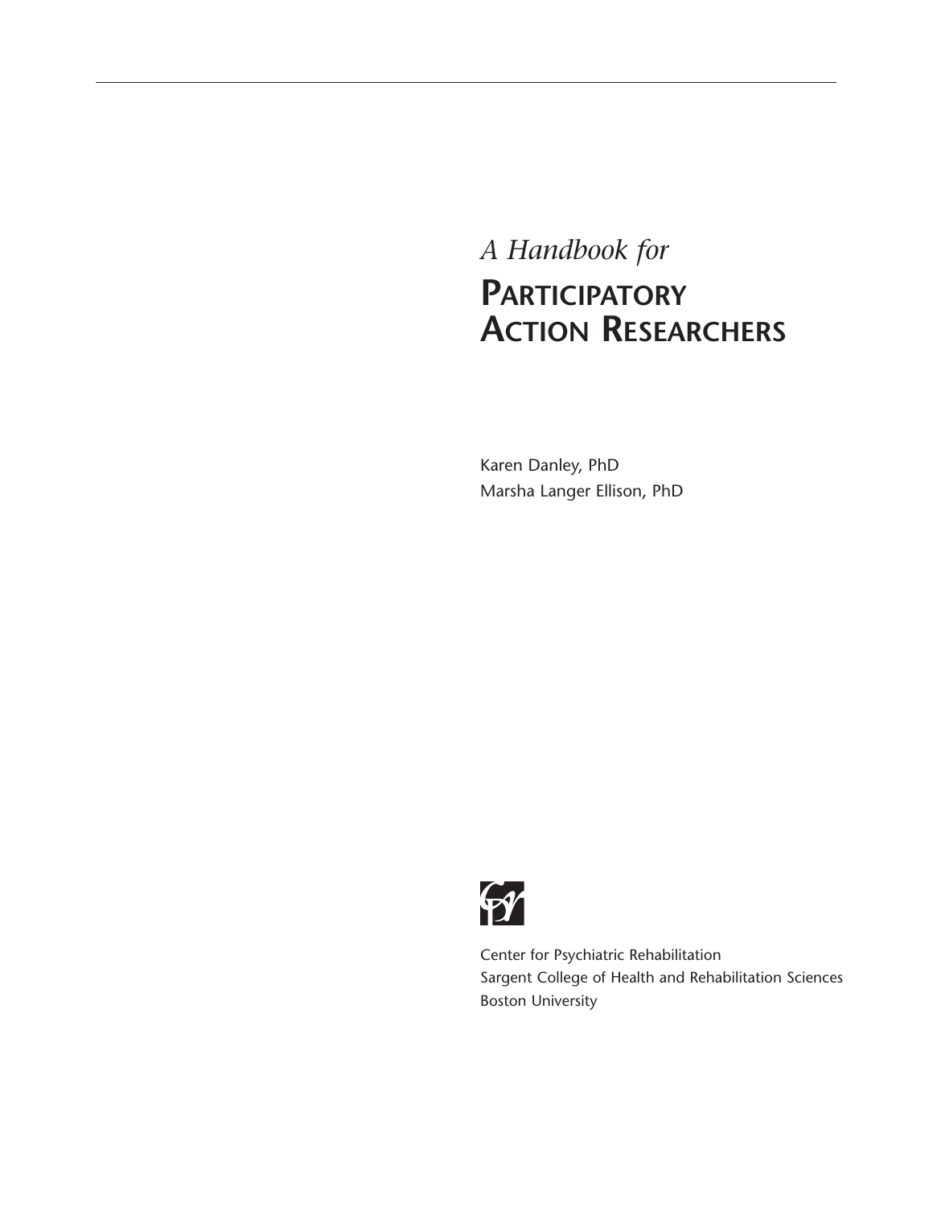# *A Handbook for* Participatory Action Researchers

Karen Danley, PhD
Marsha Langer Ellison, PhD

Center for Psychiatric Rehabilitation
Sargent College of Health and Rehabilitation Sciences
Boston University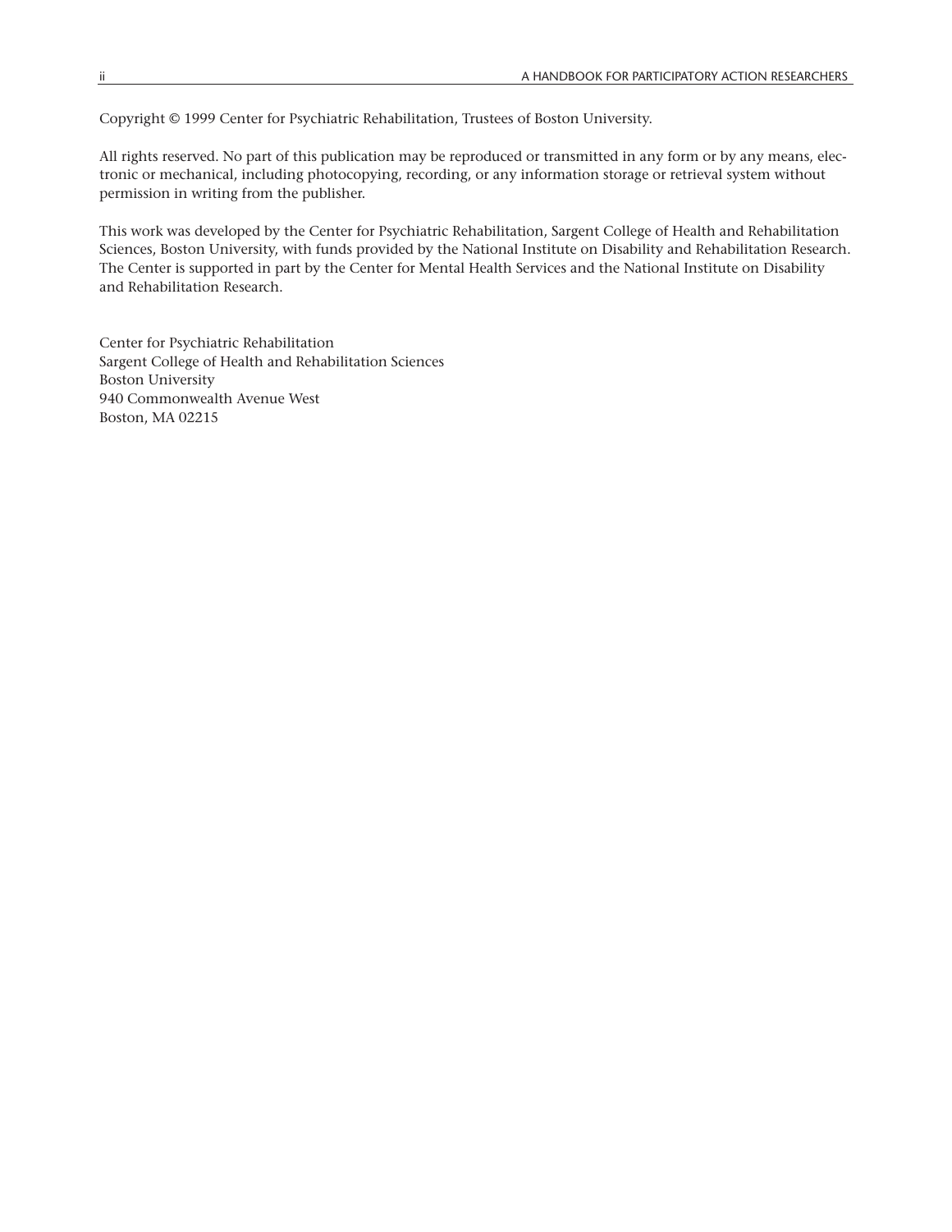Copyright © 1999 Center for Psychiatric Rehabilitation, Trustees of Boston University.

All rights reserved. No part of this publication may be reproduced or transmitted in any form or by any means, electronic or mechanical, including photocopying, recording, or any information storage or retrieval system without permission in writing from the publisher.

This work was developed by the Center for Psychiatric Rehabilitation, Sargent College of Health and Rehabilitation Sciences, Boston University, with funds provided by the National Institute on Disability and Rehabilitation Research. The Center is supported in part by the Center for Mental Health Services and the National Institute on Disability and Rehabilitation Research.

Center for Psychiatric Rehabilitation
Sargent College of Health and Rehabilitation Sciences
Boston University
940 Commonwealth Avenue West
Boston, MA 02215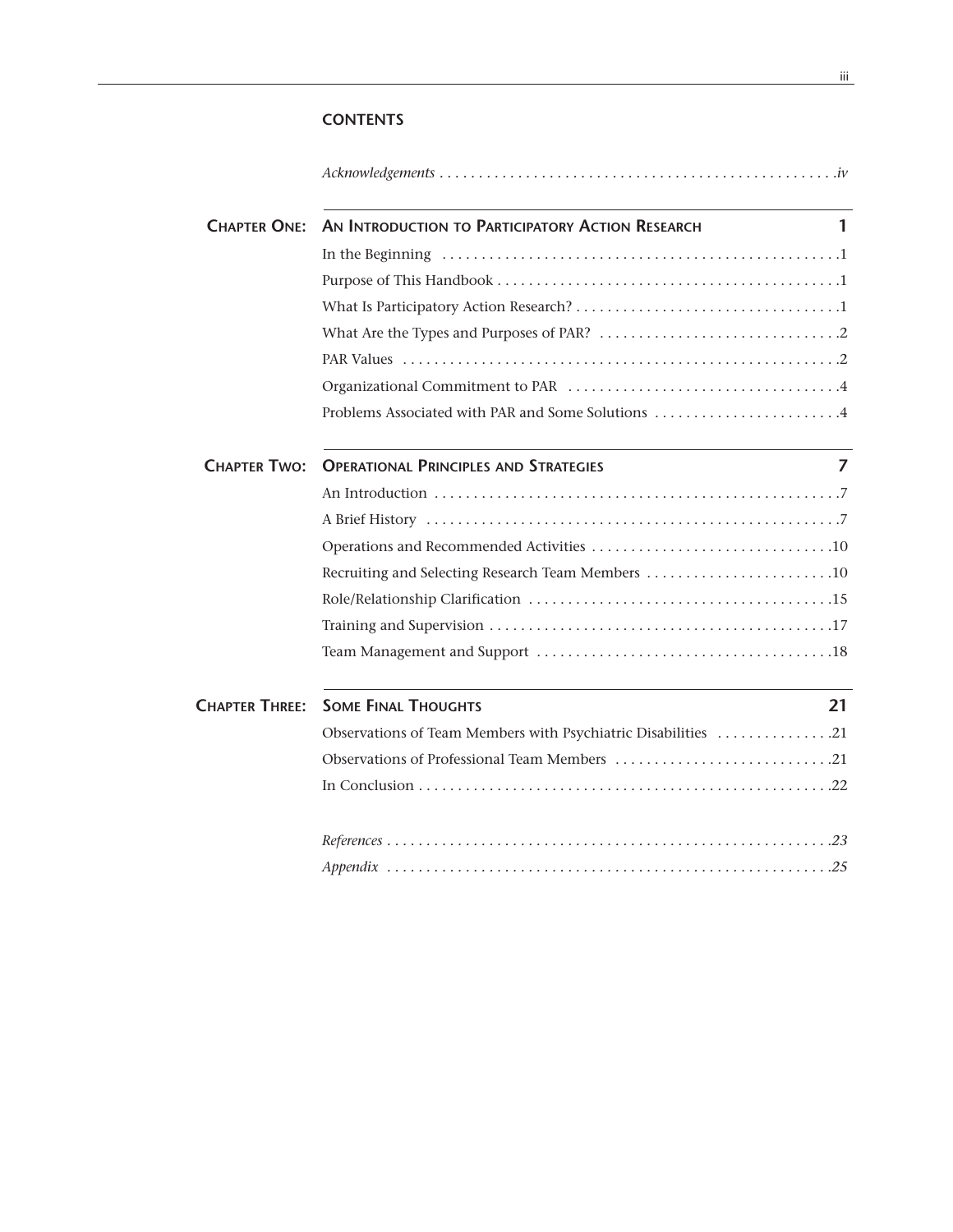## CONTENTS

*Acknowledgements* . . . . . . . . . . . . . . . . . . . . . . . . . . . . . . . . . . . . . . . . . . . . . . . . . .*iv*

**CHAPTER ONE: AN INTRODUCTION TO PARTICIPATORY ACTION RESEARCH** **1**

In the Beginning . . . . . . . . . . . . . . . . . . . . . . . . . . . . . . . . . . . . . . . . . . . . . . . . . . .1

Purpose of This Handbook . . . . . . . . . . . . . . . . . . . . . . . . . . . . . . . . . . . . . . . . . . .1

What Is Participatory Action Research? . . . . . . . . . . . . . . . . . . . . . . . . . . . . . . . . .1

What Are the Types and Purposes of PAR? . . . . . . . . . . . . . . . . . . . . . . . . . . . . . .2

PAR Values . . . . . . . . . . . . . . . . . . . . . . . . . . . . . . . . . . . . . . . . . . . . . . . . . . . . . . .2

Organizational Commitment to PAR . . . . . . . . . . . . . . . . . . . . . . . . . . . . . . . . . . .4

Problems Associated with PAR and Some Solutions . . . . . . . . . . . . . . . . . . . . . . . .4

**CHAPTER TWO: OPERATIONAL PRINCIPLES AND STRATEGIES** **7**

An Introduction . . . . . . . . . . . . . . . . . . . . . . . . . . . . . . . . . . . . . . . . . . . . . . . . . . . .7

A Brief History . . . . . . . . . . . . . . . . . . . . . . . . . . . . . . . . . . . . . . . . . . . . . . . . . . . .7

Operations and Recommended Activities . . . . . . . . . . . . . . . . . . . . . . . . . . . . . . .10

Recruiting and Selecting Research Team Members . . . . . . . . . . . . . . . . . . . . . . . .10

Role/Relationship Clarification . . . . . . . . . . . . . . . . . . . . . . . . . . . . . . . . . . . . . . .15

Training and Supervision . . . . . . . . . . . . . . . . . . . . . . . . . . . . . . . . . . . . . . . . . . . .17

Team Management and Support . . . . . . . . . . . . . . . . . . . . . . . . . . . . . . . . . . . . . .18

**CHAPTER THREE: SOME FINAL THOUGHTS** **21**

Observations of Team Members with Psychiatric Disabilities . . . . . . . . . . . . . . .21

Observations of Professional Team Members . . . . . . . . . . . . . . . . . . . . . . . . . . . .21

In Conclusion . . . . . . . . . . . . . . . . . . . . . . . . . . . . . . . . . . . . . . . . . . . . . . . . . . . . .22

*References* . . . . . . . . . . . . . . . . . . . . . . . . . . . . . . . . . . . . . . . . . . . . . . . . . . . . . . . .*23*

*Appendix* . . . . . . . . . . . . . . . . . . . . . . . . . . . . . . . . . . . . . . . . . . . . . . . . . . . . . . . .*25*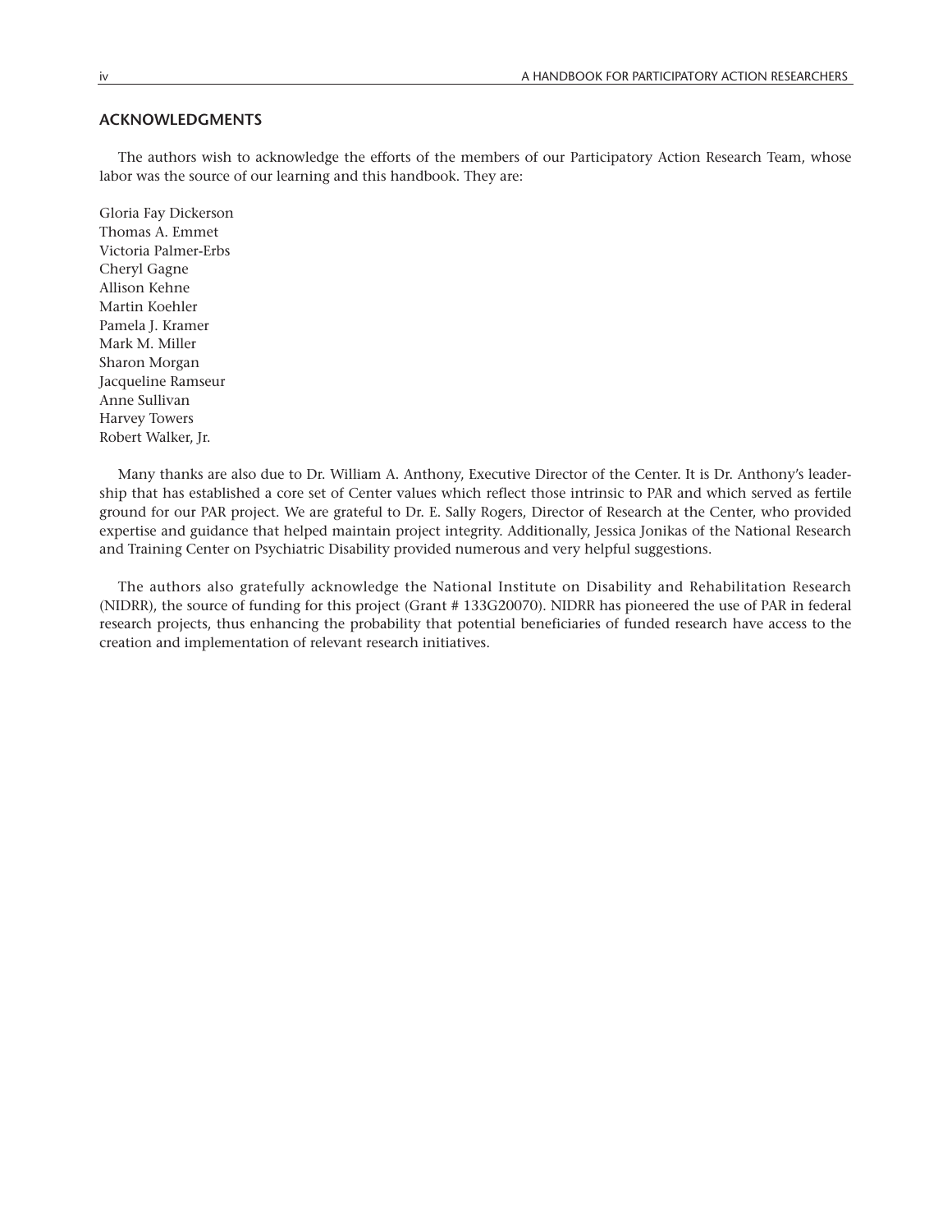## ACKNOWLEDGMENTS

The authors wish to acknowledge the efforts of the members of our Participatory Action Research Team, whose labor was the source of our learning and this handbook. They are:

Gloria Fay Dickerson  
Thomas A. Emmet  
Victoria Palmer-Erbs  
Cheryl Gagne  
Allison Kehne  
Martin Koehler  
Pamela J. Kramer  
Mark M. Miller  
Sharon Morgan  
Jacqueline Ramseur  
Anne Sullivan  
Harvey Towers  
Robert Walker, Jr.

Many thanks are also due to Dr. William A. Anthony, Executive Director of the Center. It is Dr. Anthony's leadership that has established a core set of Center values which reflect those intrinsic to PAR and which served as fertile ground for our PAR project. We are grateful to Dr. E. Sally Rogers, Director of Research at the Center, who provided expertise and guidance that helped maintain project integrity. Additionally, Jessica Jonikas of the National Research and Training Center on Psychiatric Disability provided numerous and very helpful suggestions.

The authors also gratefully acknowledge the National Institute on Disability and Rehabilitation Research (NIDRR), the source of funding for this project (Grant # 133G20070). NIDRR has pioneered the use of PAR in federal research projects, thus enhancing the probability that potential beneficiaries of funded research have access to the creation and implementation of relevant research initiatives.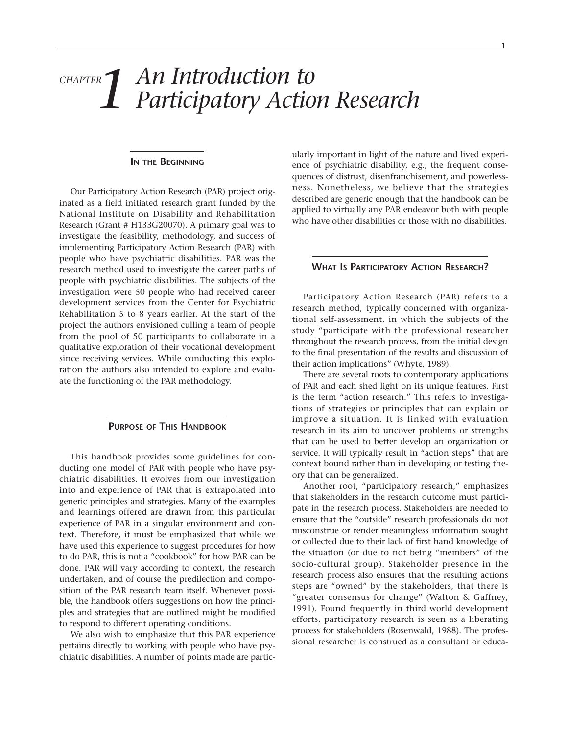# CHAPTER 1 An Introduction to Participatory Action Research

## In the Beginning

Our Participatory Action Research (PAR) project originated as a field initiated research grant funded by the National Institute on Disability and Rehabilitation Research (Grant # H133G20070). A primary goal was to investigate the feasibility, methodology, and success of implementing Participatory Action Research (PAR) with people who have psychiatric disabilities. PAR was the research method used to investigate the career paths of people with psychiatric disabilities. The subjects of the investigation were 50 people who had received career development services from the Center for Psychiatric Rehabilitation 5 to 8 years earlier. At the start of the project the authors envisioned culling a team of people from the pool of 50 participants to collaborate in a qualitative exploration of their vocational development since receiving services. While conducting this exploration the authors also intended to explore and evaluate the functioning of the PAR methodology.

## Purpose of This Handbook

This handbook provides some guidelines for conducting one model of PAR with people who have psychiatric disabilities. It evolves from our investigation into and experience of PAR that is extrapolated into generic principles and strategies. Many of the examples and learnings offered are drawn from this particular experience of PAR in a singular environment and context. Therefore, it must be emphasized that while we have used this experience to suggest procedures for how to do PAR, this is not a "cookbook" for how PAR can be done. PAR will vary according to context, the research undertaken, and of course the predilection and composition of the PAR research team itself. Whenever possible, the handbook offers suggestions on how the principles and strategies that are outlined might be modified to respond to different operating conditions.

We also wish to emphasize that this PAR experience pertains directly to working with people who have psychiatric disabilities. A number of points made are particularly important in light of the nature and lived experience of psychiatric disability, e.g., the frequent consequences of distrust, disenfranchisement, and powerlessness. Nonetheless, we believe that the strategies described are generic enough that the handbook can be applied to virtually any PAR endeavor both with people who have other disabilities or those with no disabilities.

## What Is Participatory Action Research?

Participatory Action Research (PAR) refers to a research method, typically concerned with organizational self-assessment, in which the subjects of the study "participate with the professional researcher throughout the research process, from the initial design to the final presentation of the results and discussion of their action implications" (Whyte, 1989).

There are several roots to contemporary applications of PAR and each shed light on its unique features. First is the term "action research." This refers to investigations of strategies or principles that can explain or improve a situation. It is linked with evaluation research in its aim to uncover problems or strengths that can be used to better develop an organization or service. It will typically result in "action steps" that are context bound rather than in developing or testing theory that can be generalized.

Another root, "participatory research," emphasizes that stakeholders in the research outcome must participate in the research process. Stakeholders are needed to ensure that the "outside" research professionals do not misconstrue or render meaningless information sought or collected due to their lack of first hand knowledge of the situation (or due to not being "members" of the socio-cultural group). Stakeholder presence in the research process also ensures that the resulting actions steps are "owned" by the stakeholders, that there is "greater consensus for change" (Walton & Gaffney, 1991). Found frequently in third world development efforts, participatory research is seen as a liberating process for stakeholders (Rosenwald, 1988). The professional researcher is construed as a consultant or educa-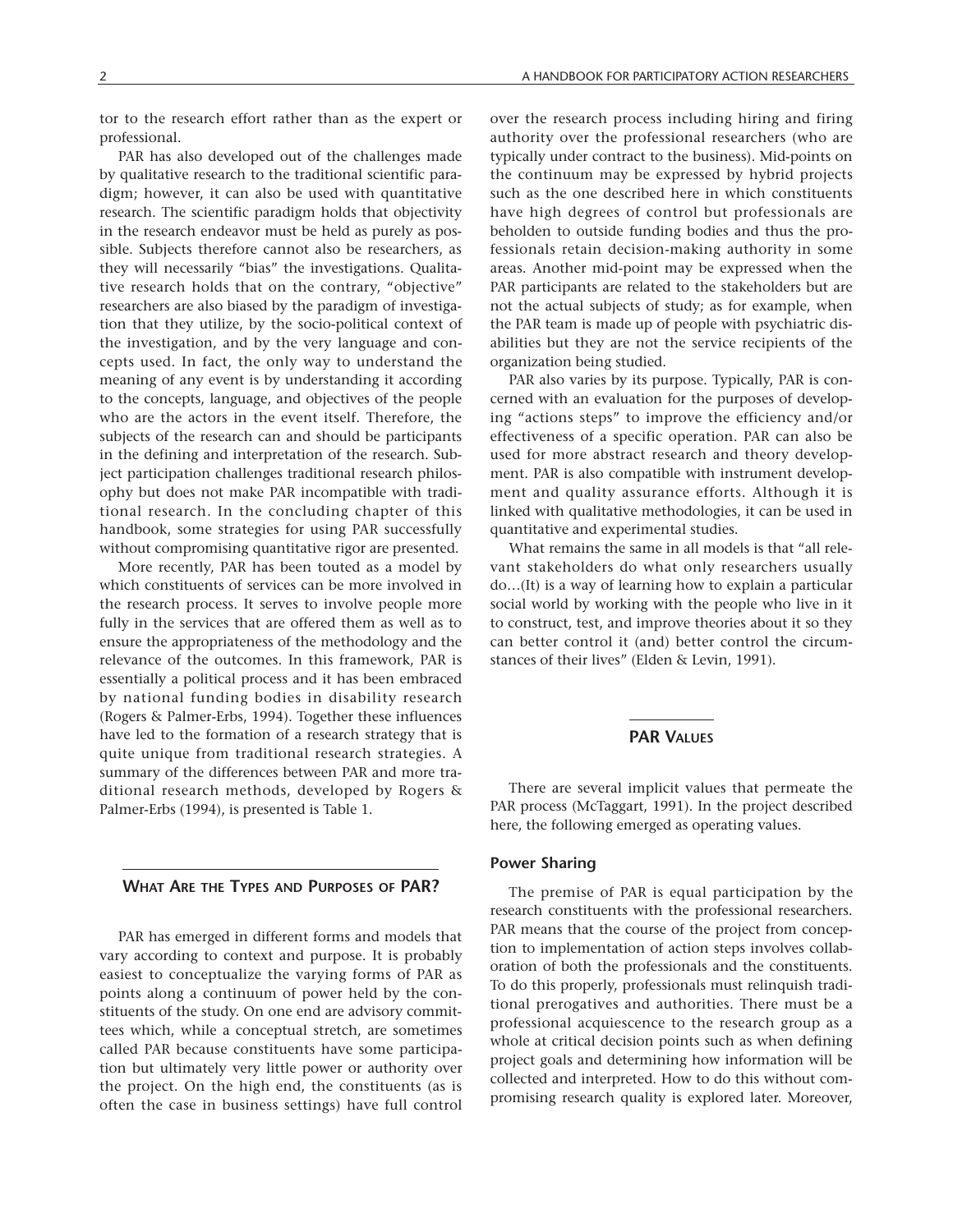tor to the research effort rather than as the expert or professional.

PAR has also developed out of the challenges made by qualitative research to the traditional scientific paradigm; however, it can also be used with quantitative research. The scientific paradigm holds that objectivity in the research endeavor must be held as purely as possible. Subjects therefore cannot also be researchers, as they will necessarily "bias" the investigations. Qualitative research holds that on the contrary, "objective" researchers are also biased by the paradigm of investigation that they utilize, by the socio-political context of the investigation, and by the very language and concepts used. In fact, the only way to understand the meaning of any event is by understanding it according to the concepts, language, and objectives of the people who are the actors in the event itself. Therefore, the subjects of the research can and should be participants in the defining and interpretation of the research. Subject participation challenges traditional research philosophy but does not make PAR incompatible with traditional research. In the concluding chapter of this handbook, some strategies for using PAR successfully without compromising quantitative rigor are presented.

More recently, PAR has been touted as a model by which constituents of services can be more involved in the research process. It serves to involve people more fully in the services that are offered them as well as to ensure the appropriateness of the methodology and the relevance of the outcomes. In this framework, PAR is essentially a political process and it has been embraced by national funding bodies in disability research (Rogers & Palmer-Erbs, 1994). Together these influences have led to the formation of a research strategy that is quite unique from traditional research strategies. A summary of the differences between PAR and more traditional research methods, developed by Rogers & Palmer-Erbs (1994), is presented is Table 1.

## What Are the Types and Purposes of PAR?

PAR has emerged in different forms and models that vary according to context and purpose. It is probably easiest to conceptualize the varying forms of PAR as points along a continuum of power held by the constituents of the study. On one end are advisory committees which, while a conceptual stretch, are sometimes called PAR because constituents have some participation but ultimately very little power or authority over the project. On the high end, the constituents (as is often the case in business settings) have full control over the research process including hiring and firing authority over the professional researchers (who are typically under contract to the business). Mid-points on the continuum may be expressed by hybrid projects such as the one described here in which constituents have high degrees of control but professionals are beholden to outside funding bodies and thus the professionals retain decision-making authority in some areas. Another mid-point may be expressed when the PAR participants are related to the stakeholders but are not the actual subjects of study; as for example, when the PAR team is made up of people with psychiatric disabilities but they are not the service recipients of the organization being studied.

PAR also varies by its purpose. Typically, PAR is concerned with an evaluation for the purposes of developing "actions steps" to improve the efficiency and/or effectiveness of a specific operation. PAR can also be used for more abstract research and theory development. PAR is also compatible with instrument development and quality assurance efforts. Although it is linked with qualitative methodologies, it can be used in quantitative and experimental studies.

What remains the same in all models is that "all relevant stakeholders do what only researchers usually do…(It) is a way of learning how to explain a particular social world by working with the people who live in it to construct, test, and improve theories about it so they can better control it (and) better control the circumstances of their lives" (Elden & Levin, 1991).

## PAR Values

There are several implicit values that permeate the PAR process (McTaggart, 1991). In the project described here, the following emerged as operating values.

### Power Sharing

The premise of PAR is equal participation by the research constituents with the professional researchers. PAR means that the course of the project from conception to implementation of action steps involves collaboration of both the professionals and the constituents. To do this properly, professionals must relinquish traditional prerogatives and authorities. There must be a professional acquiescence to the research group as a whole at critical decision points such as when defining project goals and determining how information will be collected and interpreted. How to do this without compromising research quality is explored later. Moreover,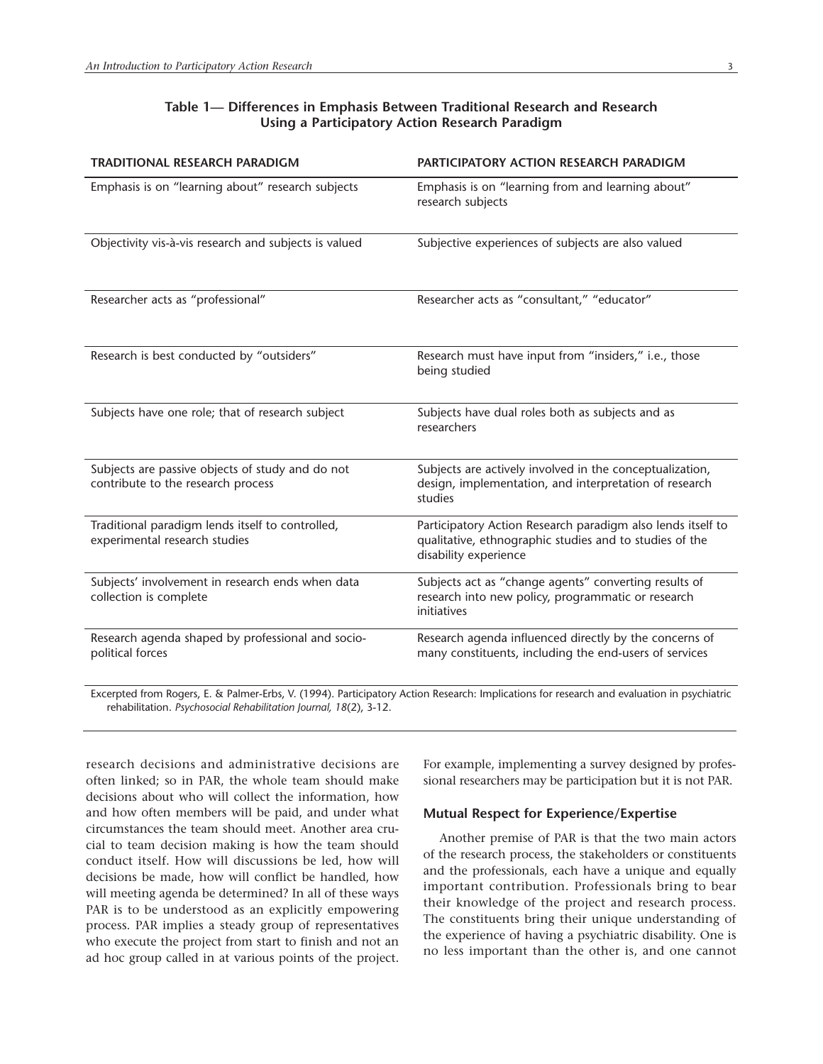**Table 1— Differences in Emphasis Between Traditional Research and Research Using a Participatory Action Research Paradigm**

| TRADITIONAL RESEARCH PARADIGM | PARTICIPATORY ACTION RESEARCH PARADIGM |
|---|---|
| Emphasis is on “learning about” research subjects | Emphasis is on “learning from and learning about” research subjects |
| Objectivity vis-à-vis research and subjects is valued | Subjective experiences of subjects are also valued |
| Researcher acts as “professional” | Researcher acts as “consultant,” “educator” |
| Research is best conducted by “outsiders” | Research must have input from “insiders,” i.e., those being studied |
| Subjects have one role; that of research subject | Subjects have dual roles both as subjects and as researchers |
| Subjects are passive objects of study and do not contribute to the research process | Subjects are actively involved in the conceptualization, design, implementation, and interpretation of research studies |
| Traditional paradigm lends itself to controlled, experimental research studies | Participatory Action Research paradigm also lends itself to qualitative, ethnographic studies and to studies of the disability experience |
| Subjects’ involvement in research ends when data collection is complete | Subjects act as “change agents” converting results of research into new policy, programmatic or research initiatives |
| Research agenda shaped by professional and socio-political forces | Research agenda influenced directly by the concerns of many constituents, including the end-users of services |

Excerpted from Rogers, E. & Palmer-Erbs, V. (1994). Participatory Action Research: Implications for research and evaluation in psychiatric rehabilitation. *Psychosocial Rehabilitation Journal, 18*(2), 3-12.

research decisions and administrative decisions are often linked; so in PAR, the whole team should make decisions about who will collect the information, how and how often members will be paid, and under what circumstances the team should meet. Another area crucial to team decision making is how the team should conduct itself. How will discussions be led, how will decisions be made, how will conflict be handled, how will meeting agenda be determined? In all of these ways PAR is to be understood as an explicitly empowering process. PAR implies a steady group of representatives who execute the project from start to finish and not an ad hoc group called in at various points of the project. For example, implementing a survey designed by professional researchers may be participation but it is not PAR.

### Mutual Respect for Experience/Expertise

Another premise of PAR is that the two main actors of the research process, the stakeholders or constituents and the professionals, each have a unique and equally important contribution. Professionals bring to bear their knowledge of the project and research process. The constituents bring their unique understanding of the experience of having a psychiatric disability. One is no less important than the other is, and one cannot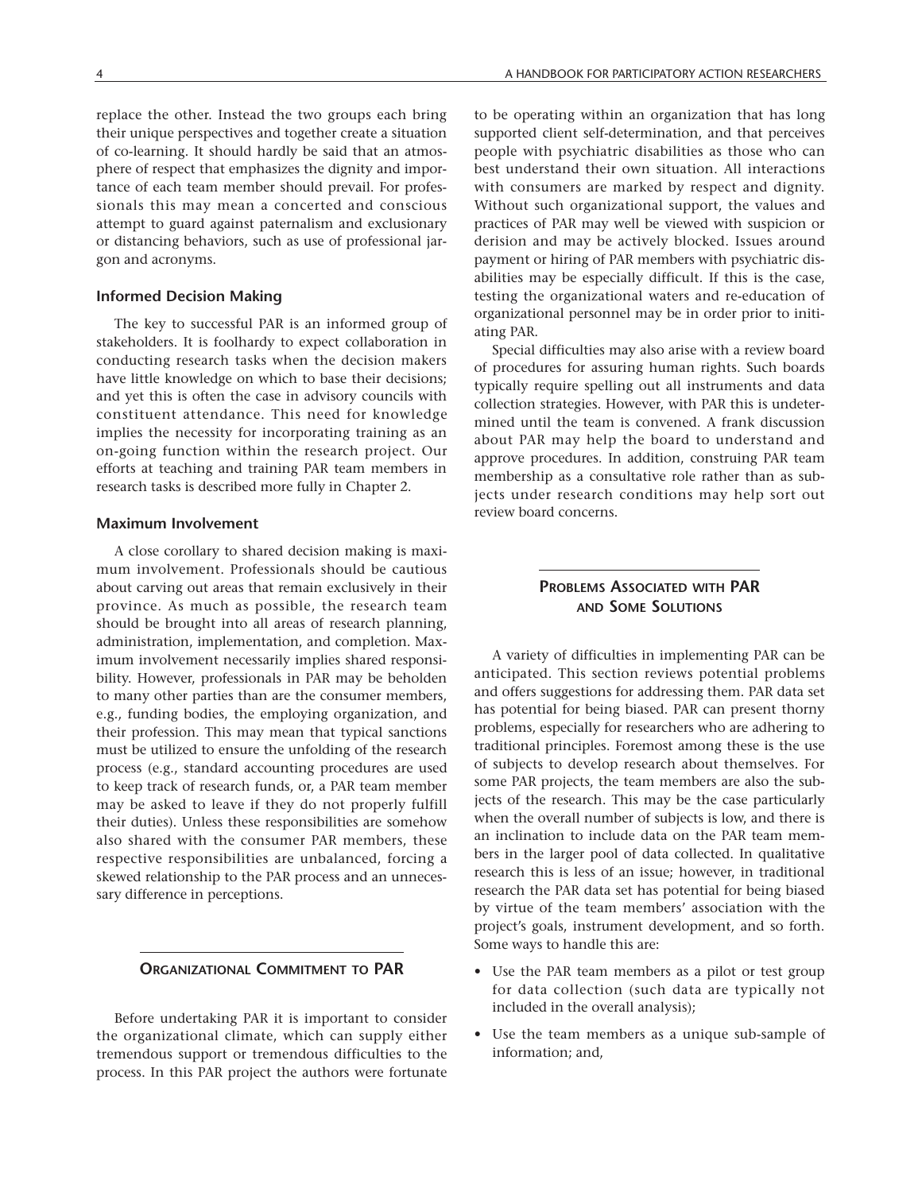replace the other. Instead the two groups each bring their unique perspectives and together create a situation of co-learning. It should hardly be said that an atmosphere of respect that emphasizes the dignity and importance of each team member should prevail. For professionals this may mean a concerted and conscious attempt to guard against paternalism and exclusionary or distancing behaviors, such as use of professional jargon and acronyms.

### Informed Decision Making

The key to successful PAR is an informed group of stakeholders. It is foolhardy to expect collaboration in conducting research tasks when the decision makers have little knowledge on which to base their decisions; and yet this is often the case in advisory councils with constituent attendance. This need for knowledge implies the necessity for incorporating training as an on-going function within the research project. Our efforts at teaching and training PAR team members in research tasks is described more fully in Chapter 2.

### Maximum Involvement

A close corollary to shared decision making is maximum involvement. Professionals should be cautious about carving out areas that remain exclusively in their province. As much as possible, the research team should be brought into all areas of research planning, administration, implementation, and completion. Maximum involvement necessarily implies shared responsibility. However, professionals in PAR may be beholden to many other parties than are the consumer members, e.g., funding bodies, the employing organization, and their profession. This may mean that typical sanctions must be utilized to ensure the unfolding of the research process (e.g., standard accounting procedures are used to keep track of research funds, or, a PAR team member may be asked to leave if they do not properly fulfill their duties). Unless these responsibilities are somehow also shared with the consumer PAR members, these respective responsibilities are unbalanced, forcing a skewed relationship to the PAR process and an unnecessary difference in perceptions.

## Organizational Commitment to PAR

Before undertaking PAR it is important to consider the organizational climate, which can supply either tremendous support or tremendous difficulties to the process. In this PAR project the authors were fortunate to be operating within an organization that has long supported client self-determination, and that perceives people with psychiatric disabilities as those who can best understand their own situation. All interactions with consumers are marked by respect and dignity. Without such organizational support, the values and practices of PAR may well be viewed with suspicion or derision and may be actively blocked. Issues around payment or hiring of PAR members with psychiatric disabilities may be especially difficult. If this is the case, testing the organizational waters and re-education of organizational personnel may be in order prior to initiating PAR.

Special difficulties may also arise with a review board of procedures for assuring human rights. Such boards typically require spelling out all instruments and data collection strategies. However, with PAR this is undetermined until the team is convened. A frank discussion about PAR may help the board to understand and approve procedures. In addition, construing PAR team membership as a consultative role rather than as subjects under research conditions may help sort out review board concerns.

## Problems Associated with PAR and Some Solutions

A variety of difficulties in implementing PAR can be anticipated. This section reviews potential problems and offers suggestions for addressing them. PAR data set has potential for being biased. PAR can present thorny problems, especially for researchers who are adhering to traditional principles. Foremost among these is the use of subjects to develop research about themselves. For some PAR projects, the team members are also the subjects of the research. This may be the case particularly when the overall number of subjects is low, and there is an inclination to include data on the PAR team members in the larger pool of data collected. In qualitative research this is less of an issue; however, in traditional research the PAR data set has potential for being biased by virtue of the team members' association with the project's goals, instrument development, and so forth. Some ways to handle this are:

- Use the PAR team members as a pilot or test group for data collection (such data are typically not included in the overall analysis);
- Use the team members as a unique sub-sample of information; and,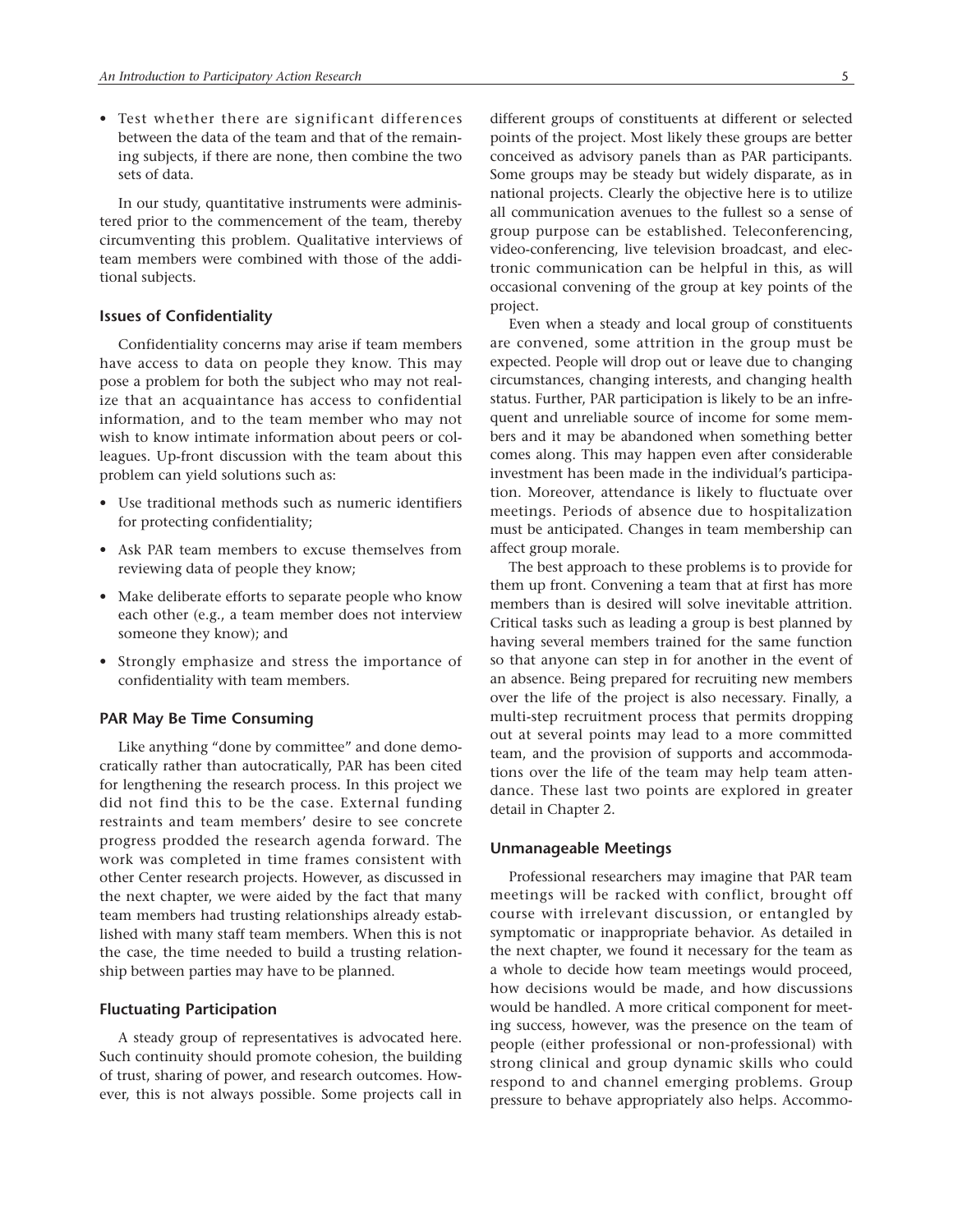- Test whether there are significant differences between the data of the team and that of the remaining subjects, if there are none, then combine the two sets of data.

In our study, quantitative instruments were administered prior to the commencement of the team, thereby circumventing this problem. Qualitative interviews of team members were combined with those of the additional subjects.

### Issues of Confidentiality

Confidentiality concerns may arise if team members have access to data on people they know. This may pose a problem for both the subject who may not realize that an acquaintance has access to confidential information, and to the team member who may not wish to know intimate information about peers or colleagues. Up-front discussion with the team about this problem can yield solutions such as:

- Use traditional methods such as numeric identifiers for protecting confidentiality;
- Ask PAR team members to excuse themselves from reviewing data of people they know;
- Make deliberate efforts to separate people who know each other (e.g., a team member does not interview someone they know); and
- Strongly emphasize and stress the importance of confidentiality with team members.

### PAR May Be Time Consuming

Like anything "done by committee" and done democratically rather than autocratically, PAR has been cited for lengthening the research process. In this project we did not find this to be the case. External funding restraints and team members' desire to see concrete progress prodded the research agenda forward. The work was completed in time frames consistent with other Center research projects. However, as discussed in the next chapter, we were aided by the fact that many team members had trusting relationships already established with many staff team members. When this is not the case, the time needed to build a trusting relationship between parties may have to be planned.

### Fluctuating Participation

A steady group of representatives is advocated here. Such continuity should promote cohesion, the building of trust, sharing of power, and research outcomes. However, this is not always possible. Some projects call in different groups of constituents at different or selected points of the project. Most likely these groups are better conceived as advisory panels than as PAR participants. Some groups may be steady but widely disparate, as in national projects. Clearly the objective here is to utilize all communication avenues to the fullest so a sense of group purpose can be established. Teleconferencing, video-conferencing, live television broadcast, and electronic communication can be helpful in this, as will occasional convening of the group at key points of the project.

Even when a steady and local group of constituents are convened, some attrition in the group must be expected. People will drop out or leave due to changing circumstances, changing interests, and changing health status. Further, PAR participation is likely to be an infrequent and unreliable source of income for some members and it may be abandoned when something better comes along. This may happen even after considerable investment has been made in the individual's participation. Moreover, attendance is likely to fluctuate over meetings. Periods of absence due to hospitalization must be anticipated. Changes in team membership can affect group morale.

The best approach to these problems is to provide for them up front. Convening a team that at first has more members than is desired will solve inevitable attrition. Critical tasks such as leading a group is best planned by having several members trained for the same function so that anyone can step in for another in the event of an absence. Being prepared for recruiting new members over the life of the project is also necessary. Finally, a multi-step recruitment process that permits dropping out at several points may lead to a more committed team, and the provision of supports and accommodations over the life of the team may help team attendance. These last two points are explored in greater detail in Chapter 2.

### Unmanageable Meetings

Professional researchers may imagine that PAR team meetings will be racked with conflict, brought off course with irrelevant discussion, or entangled by symptomatic or inappropriate behavior. As detailed in the next chapter, we found it necessary for the team as a whole to decide how team meetings would proceed, how decisions would be made, and how discussions would be handled. A more critical component for meeting success, however, was the presence on the team of people (either professional or non-professional) with strong clinical and group dynamic skills who could respond to and channel emerging problems. Group pressure to behave appropriately also helps. Accommo-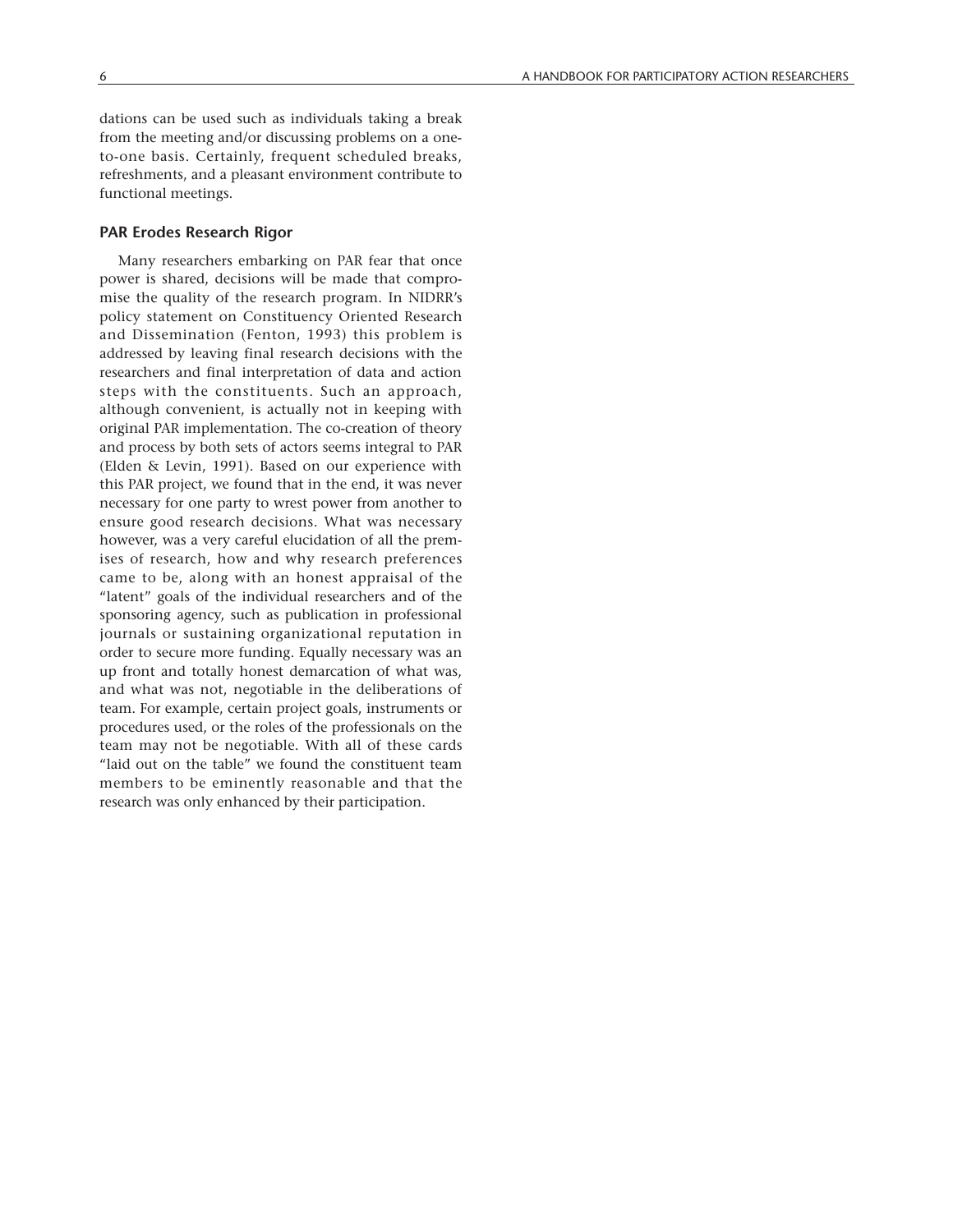dations can be used such as individuals taking a break from the meeting and/or discussing problems on a one-to-one basis. Certainly, frequent scheduled breaks, refreshments, and a pleasant environment contribute to functional meetings.

### PAR Erodes Research Rigor

Many researchers embarking on PAR fear that once power is shared, decisions will be made that compromise the quality of the research program. In NIDRR's policy statement on Constituency Oriented Research and Dissemination (Fenton, 1993) this problem is addressed by leaving final research decisions with the researchers and final interpretation of data and action steps with the constituents. Such an approach, although convenient, is actually not in keeping with original PAR implementation. The co-creation of theory and process by both sets of actors seems integral to PAR (Elden & Levin, 1991). Based on our experience with this PAR project, we found that in the end, it was never necessary for one party to wrest power from another to ensure good research decisions. What was necessary however, was a very careful elucidation of all the premises of research, how and why research preferences came to be, along with an honest appraisal of the "latent" goals of the individual researchers and of the sponsoring agency, such as publication in professional journals or sustaining organizational reputation in order to secure more funding. Equally necessary was an up front and totally honest demarcation of what was, and what was not, negotiable in the deliberations of team. For example, certain project goals, instruments or procedures used, or the roles of the professionals on the team may not be negotiable. With all of these cards "laid out on the table" we found the constituent team members to be eminently reasonable and that the research was only enhanced by their participation.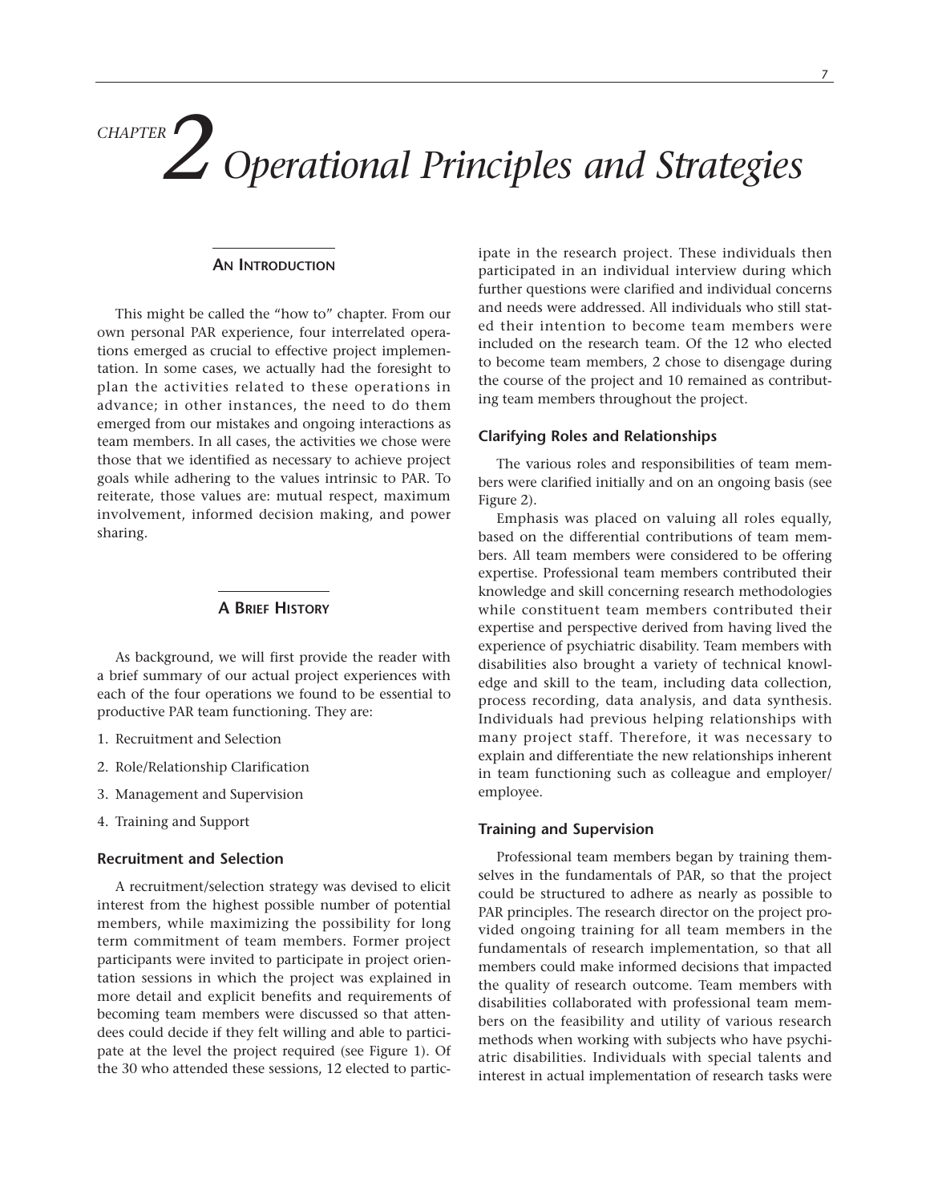# CHAPTER 2 Operational Principles and Strategies

## An Introduction

This might be called the "how to" chapter. From our own personal PAR experience, four interrelated operations emerged as crucial to effective project implementation. In some cases, we actually had the foresight to plan the activities related to these operations in advance; in other instances, the need to do them emerged from our mistakes and ongoing interactions as team members. In all cases, the activities we chose were those that we identified as necessary to achieve project goals while adhering to the values intrinsic to PAR. To reiterate, those values are: mutual respect, maximum involvement, informed decision making, and power sharing.

## A Brief History

As background, we will first provide the reader with a brief summary of our actual project experiences with each of the four operations we found to be essential to productive PAR team functioning. They are:

1. Recruitment and Selection
2. Role/Relationship Clarification
3. Management and Supervision
4. Training and Support

### Recruitment and Selection

A recruitment/selection strategy was devised to elicit interest from the highest possible number of potential members, while maximizing the possibility for long term commitment of team members. Former project participants were invited to participate in project orientation sessions in which the project was explained in more detail and explicit benefits and requirements of becoming team members were discussed so that attendees could decide if they felt willing and able to participate at the level the project required (see Figure 1). Of the 30 who attended these sessions, 12 elected to participate in the research project. These individuals then participated in an individual interview during which further questions were clarified and individual concerns and needs were addressed. All individuals who still stated their intention to become team members were included on the research team. Of the 12 who elected to become team members, 2 chose to disengage during the course of the project and 10 remained as contributing team members throughout the project.

### Clarifying Roles and Relationships

The various roles and responsibilities of team members were clarified initially and on an ongoing basis (see Figure 2).

Emphasis was placed on valuing all roles equally, based on the differential contributions of team members. All team members were considered to be offering expertise. Professional team members contributed their knowledge and skill concerning research methodologies while constituent team members contributed their expertise and perspective derived from having lived the experience of psychiatric disability. Team members with disabilities also brought a variety of technical knowledge and skill to the team, including data collection, process recording, data analysis, and data synthesis. Individuals had previous helping relationships with many project staff. Therefore, it was necessary to explain and differentiate the new relationships inherent in team functioning such as colleague and employer/employee.

### Training and Supervision

Professional team members began by training themselves in the fundamentals of PAR, so that the project could be structured to adhere as nearly as possible to PAR principles. The research director on the project provided ongoing training for all team members in the fundamentals of research implementation, so that all members could make informed decisions that impacted the quality of research outcome. Team members with disabilities collaborated with professional team members on the feasibility and utility of various research methods when working with subjects who have psychiatric disabilities. Individuals with special talents and interest in actual implementation of research tasks were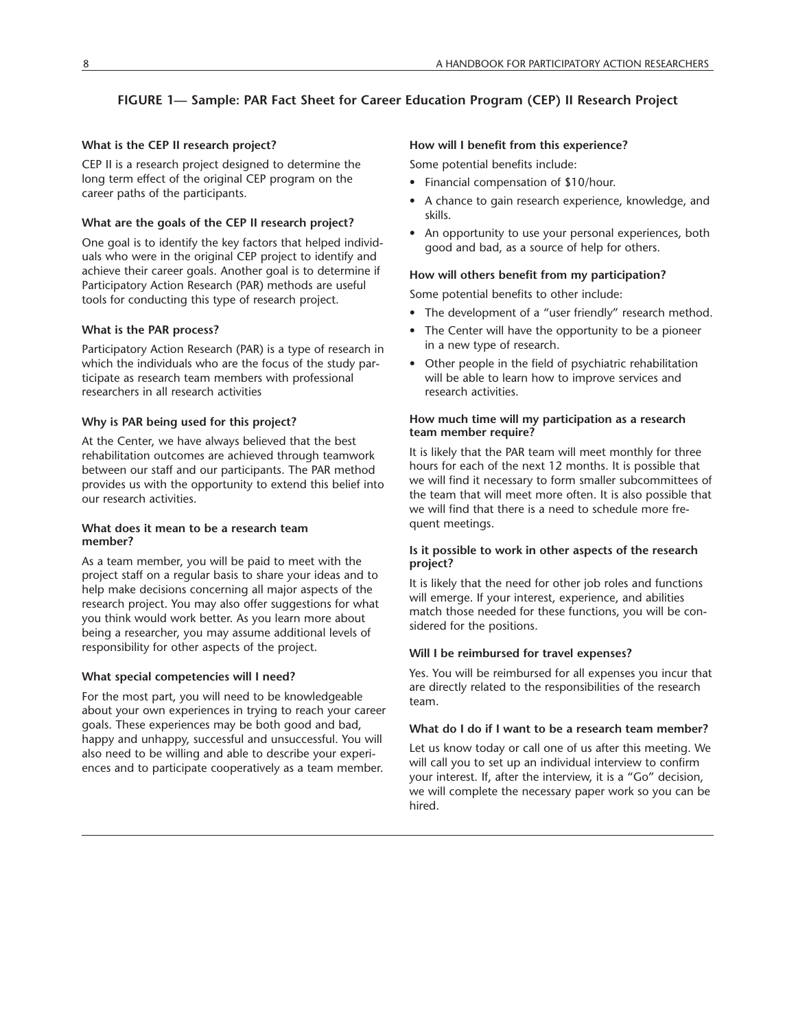## FIGURE 1— Sample: PAR Fact Sheet for Career Education Program (CEP) II Research Project

**What is the CEP II research project?**

CEP II is a research project designed to determine the long term effect of the original CEP program on the career paths of the participants.

**What are the goals of the CEP II research project?**

One goal is to identify the key factors that helped individuals who were in the original CEP project to identify and achieve their career goals. Another goal is to determine if Participatory Action Research (PAR) methods are useful tools for conducting this type of research project.

**What is the PAR process?**

Participatory Action Research (PAR) is a type of research in which the individuals who are the focus of the study participate as research team members with professional researchers in all research activities

**Why is PAR being used for this project?**

At the Center, we have always believed that the best rehabilitation outcomes are achieved through teamwork between our staff and our participants. The PAR method provides us with the opportunity to extend this belief into our research activities.

**What does it mean to be a research team member?**

As a team member, you will be paid to meet with the project staff on a regular basis to share your ideas and to help make decisions concerning all major aspects of the research project. You may also offer suggestions for what you think would work better. As you learn more about being a researcher, you may assume additional levels of responsibility for other aspects of the project.

**What special competencies will I need?**

For the most part, you will need to be knowledgeable about your own experiences in trying to reach your career goals. These experiences may be both good and bad, happy and unhappy, successful and unsuccessful. You will also need to be willing and able to describe your experiences and to participate cooperatively as a team member.

**How will I benefit from this experience?**

Some potential benefits include:

- Financial compensation of $10/hour.
- A chance to gain research experience, knowledge, and skills.
- An opportunity to use your personal experiences, both good and bad, as a source of help for others.

**How will others benefit from my participation?**

Some potential benefits to other include:

- The development of a "user friendly" research method.
- The Center will have the opportunity to be a pioneer in a new type of research.
- Other people in the field of psychiatric rehabilitation will be able to learn how to improve services and research activities.

**How much time will my participation as a research team member require?**

It is likely that the PAR team will meet monthly for three hours for each of the next 12 months. It is possible that we will find it necessary to form smaller subcommittees of the team that will meet more often. It is also possible that we will find that there is a need to schedule more frequent meetings.

**Is it possible to work in other aspects of the research project?**

It is likely that the need for other job roles and functions will emerge. If your interest, experience, and abilities match those needed for these functions, you will be considered for the positions.

**Will I be reimbursed for travel expenses?**

Yes. You will be reimbursed for all expenses you incur that are directly related to the responsibilities of the research team.

**What do I do if I want to be a research team member?**

Let us know today or call one of us after this meeting. We will call you to set up an individual interview to confirm your interest. If, after the interview, it is a "Go" decision, we will complete the necessary paper work so you can be hired.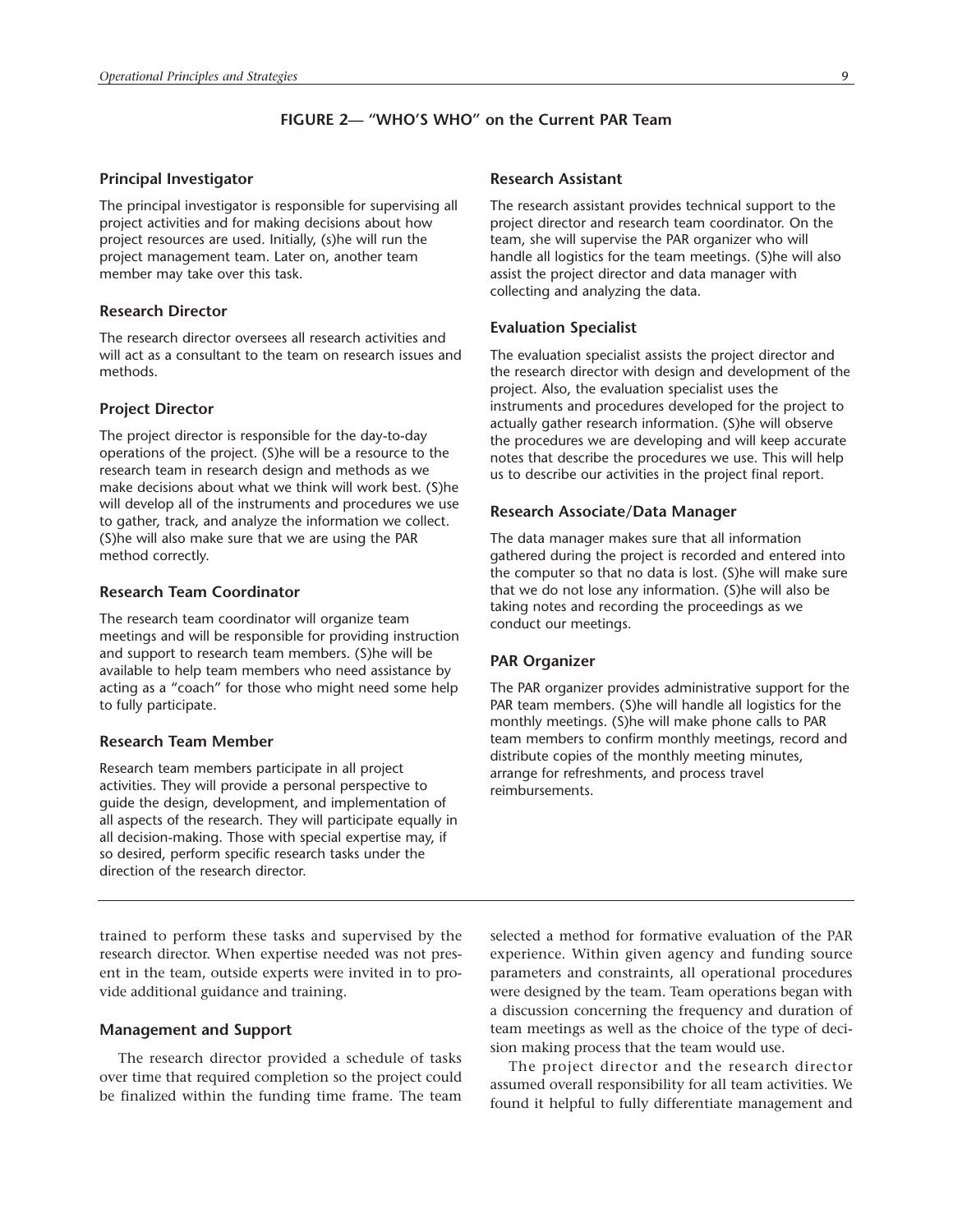**FIGURE 2— "WHO'S WHO" on the Current PAR Team**

### Principal Investigator

The principal investigator is responsible for supervising all project activities and for making decisions about how project resources are used. Initially, (s)he will run the project management team. Later on, another team member may take over this task.

### Research Director

The research director oversees all research activities and will act as a consultant to the team on research issues and methods.

### Project Director

The project director is responsible for the day-to-day operations of the project. (S)he will be a resource to the research team in research design and methods as we make decisions about what we think will work best. (S)he will develop all of the instruments and procedures we use to gather, track, and analyze the information we collect. (S)he will also make sure that we are using the PAR method correctly.

### Research Team Coordinator

The research team coordinator will organize team meetings and will be responsible for providing instruction and support to research team members. (S)he will be available to help team members who need assistance by acting as a "coach" for those who might need some help to fully participate.

### Research Team Member

Research team members participate in all project activities. They will provide a personal perspective to guide the design, development, and implementation of all aspects of the research. They will participate equally in all decision-making. Those with special expertise may, if so desired, perform specific research tasks under the direction of the research director.

### Research Assistant

The research assistant provides technical support to the project director and research team coordinator. On the team, she will supervise the PAR organizer who will handle all logistics for the team meetings. (S)he will also assist the project director and data manager with collecting and analyzing the data.

### Evaluation Specialist

The evaluation specialist assists the project director and the research director with design and development of the project. Also, the evaluation specialist uses the instruments and procedures developed for the project to actually gather research information. (S)he will observe the procedures we are developing and will keep accurate notes that describe the procedures we use. This will help us to describe our activities in the project final report.

### Research Associate/Data Manager

The data manager makes sure that all information gathered during the project is recorded and entered into the computer so that no data is lost. (S)he will make sure that we do not lose any information. (S)he will also be taking notes and recording the proceedings as we conduct our meetings.

### PAR Organizer

The PAR organizer provides administrative support for the PAR team members. (S)he will handle all logistics for the monthly meetings. (S)he will make phone calls to PAR team members to confirm monthly meetings, record and distribute copies of the monthly meeting minutes, arrange for refreshments, and process travel reimbursements.

---

trained to perform these tasks and supervised by the research director. When expertise needed was not present in the team, outside experts were invited in to provide additional guidance and training.

## Management and Support

The research director provided a schedule of tasks over time that required completion so the project could be finalized within the funding time frame. The team selected a method for formative evaluation of the PAR experience. Within given agency and funding source parameters and constraints, all operational procedures were designed by the team. Team operations began with a discussion concerning the frequency and duration of team meetings as well as the choice of the type of decision making process that the team would use.

The project director and the research director assumed overall responsibility for all team activities. We found it helpful to fully differentiate management and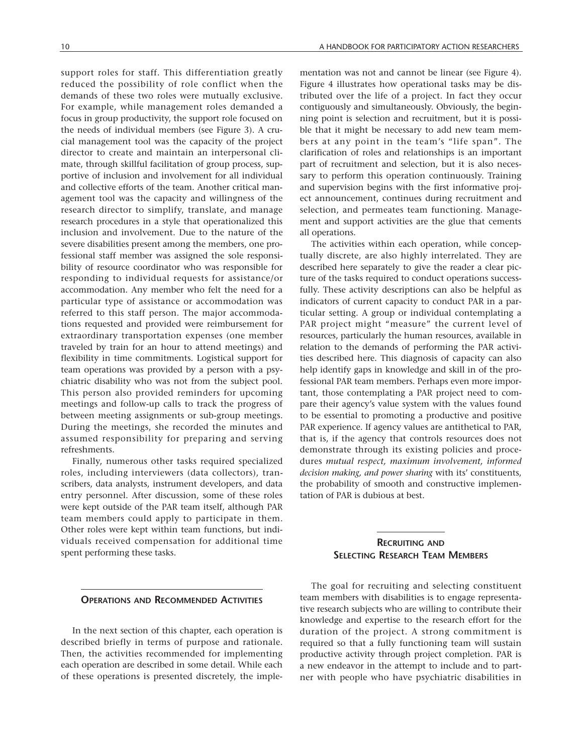support roles for staff. This differentiation greatly reduced the possibility of role conflict when the demands of these two roles were mutually exclusive. For example, while management roles demanded a focus in group productivity, the support role focused on the needs of individual members (see Figure 3). A crucial management tool was the capacity of the project director to create and maintain an interpersonal climate, through skillful facilitation of group process, supportive of inclusion and involvement for all individual and collective efforts of the team. Another critical management tool was the capacity and willingness of the research director to simplify, translate, and manage research procedures in a style that operationalized this inclusion and involvement. Due to the nature of the severe disabilities present among the members, one professional staff member was assigned the sole responsibility of resource coordinator who was responsible for responding to individual requests for assistance/or accommodation. Any member who felt the need for a particular type of assistance or accommodation was referred to this staff person. The major accommodations requested and provided were reimbursement for extraordinary transportation expenses (one member traveled by train for an hour to attend meetings) and flexibility in time commitments. Logistical support for team operations was provided by a person with a psychiatric disability who was not from the subject pool. This person also provided reminders for upcoming meetings and follow-up calls to track the progress of between meeting assignments or sub-group meetings. During the meetings, she recorded the minutes and assumed responsibility for preparing and serving refreshments.

Finally, numerous other tasks required specialized roles, including interviewers (data collectors), transcribers, data analysts, instrument developers, and data entry personnel. After discussion, some of these roles were kept outside of the PAR team itself, although PAR team members could apply to participate in them. Other roles were kept within team functions, but individuals received compensation for additional time spent performing these tasks.

## Operations and Recommended Activities

In the next section of this chapter, each operation is described briefly in terms of purpose and rationale. Then, the activities recommended for implementing each operation are described in some detail. While each of these operations is presented discretely, the implementation was not and cannot be linear (see Figure 4). Figure 4 illustrates how operational tasks may be distributed over the life of a project. In fact they occur contiguously and simultaneously. Obviously, the beginning point is selection and recruitment, but it is possible that it might be necessary to add new team members at any point in the team's "life span". The clarification of roles and relationships is an important part of recruitment and selection, but it is also necessary to perform this operation continuously. Training and supervision begins with the first informative project announcement, continues during recruitment and selection, and permeates team functioning. Management and support activities are the glue that cements all operations.

The activities within each operation, while conceptually discrete, are also highly interrelated. They are described here separately to give the reader a clear picture of the tasks required to conduct operations successfully. These activity descriptions can also be helpful as indicators of current capacity to conduct PAR in a particular setting. A group or individual contemplating a PAR project might "measure" the current level of resources, particularly the human resources, available in relation to the demands of performing the PAR activities described here. This diagnosis of capacity can also help identify gaps in knowledge and skill in of the professional PAR team members. Perhaps even more important, those contemplating a PAR project need to compare their agency's value system with the values found to be essential to promoting a productive and positive PAR experience. If agency values are antithetical to PAR, that is, if the agency that controls resources does not demonstrate through its existing policies and procedures *mutual respect, maximum involvement, informed decision making, and power sharing* with its' constituents, the probability of smooth and constructive implementation of PAR is dubious at best.

## Recruiting and Selecting Research Team Members

The goal for recruiting and selecting constituent team members with disabilities is to engage representative research subjects who are willing to contribute their knowledge and expertise to the research effort for the duration of the project. A strong commitment is required so that a fully functioning team will sustain productive activity through project completion. PAR is a new endeavor in the attempt to include and to partner with people who have psychiatric disabilities in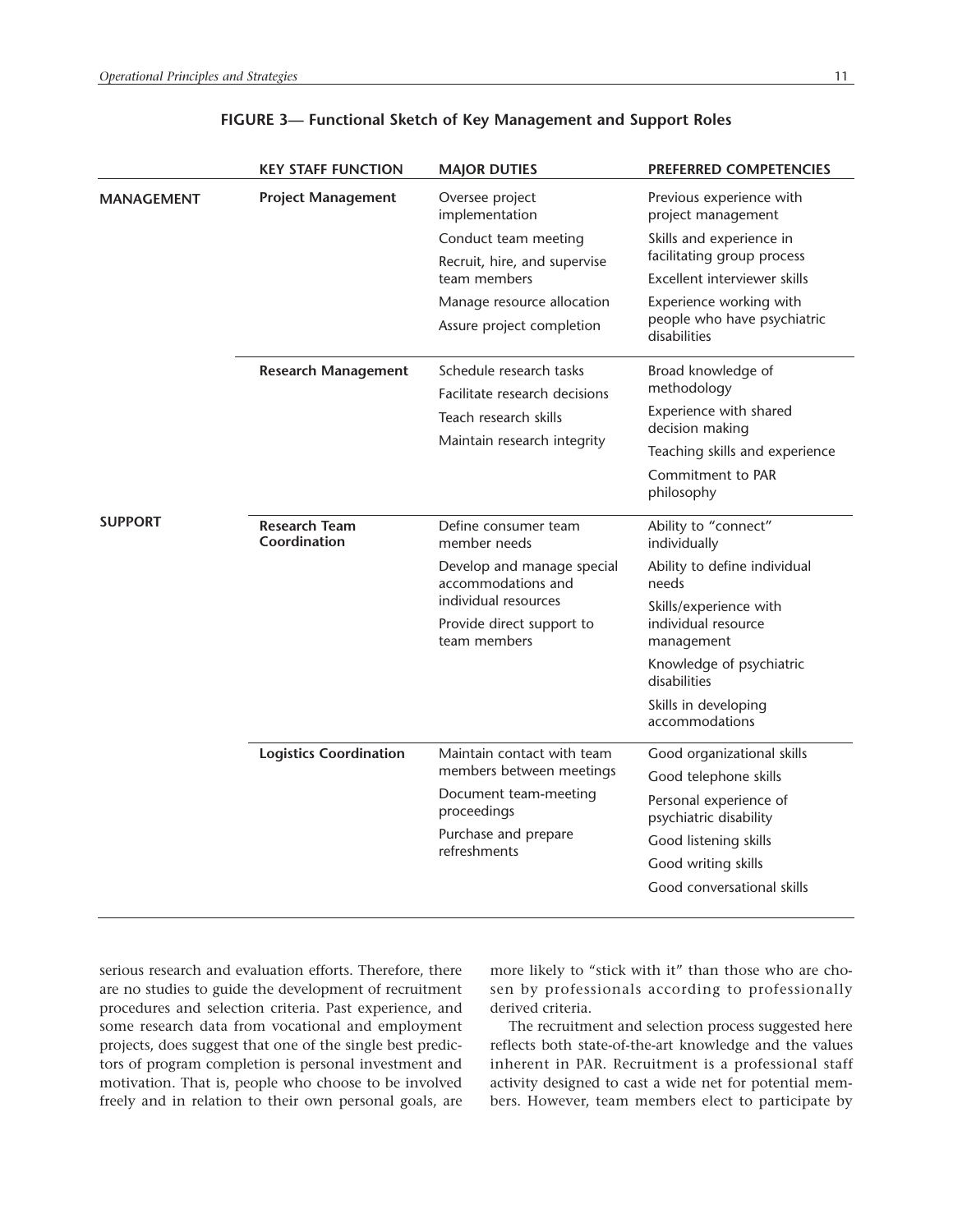**FIGURE 3— Functional Sketch of Key Management and Support Roles**

| | KEY STAFF FUNCTION | MAJOR DUTIES | PREFERRED COMPETENCIES |
|---|---|---|---|
| **MANAGEMENT** | **Project Management** | Oversee project implementation<br>Conduct team meeting<br>Recruit, hire, and supervise team members<br>Manage resource allocation<br>Assure project completion | Previous experience with project management<br>Skills and experience in facilitating group process<br>Excellent interviewer skills<br>Experience working with people who have psychiatric disabilities |
| | **Research Management** | Schedule research tasks<br>Facilitate research decisions<br>Teach research skills<br>Maintain research integrity | Broad knowledge of methodology<br>Experience with shared decision making<br>Teaching skills and experience<br>Commitment to PAR philosophy |
| **SUPPORT** | **Research Team Coordination** | Define consumer team member needs<br>Develop and manage special accommodations and individual resources<br>Provide direct support to team members | Ability to "connect" individually<br>Ability to define individual needs<br>Skills/experience with individual resource management<br>Knowledge of psychiatric disabilities<br>Skills in developing accommodations |
| | **Logistics Coordination** | Maintain contact with team members between meetings<br>Document team-meeting proceedings<br>Purchase and prepare refreshments | Good organizational skills<br>Good telephone skills<br>Personal experience of psychiatric disability<br>Good listening skills<br>Good writing skills<br>Good conversational skills |

serious research and evaluation efforts. Therefore, there are no studies to guide the development of recruitment procedures and selection criteria. Past experience, and some research data from vocational and employment projects, does suggest that one of the single best predictors of program completion is personal investment and motivation. That is, people who choose to be involved freely and in relation to their own personal goals, are more likely to "stick with it" than those who are chosen by professionals according to professionally derived criteria.

The recruitment and selection process suggested here reflects both state-of-the-art knowledge and the values inherent in PAR. Recruitment is a professional staff activity designed to cast a wide net for potential members. However, team members elect to participate by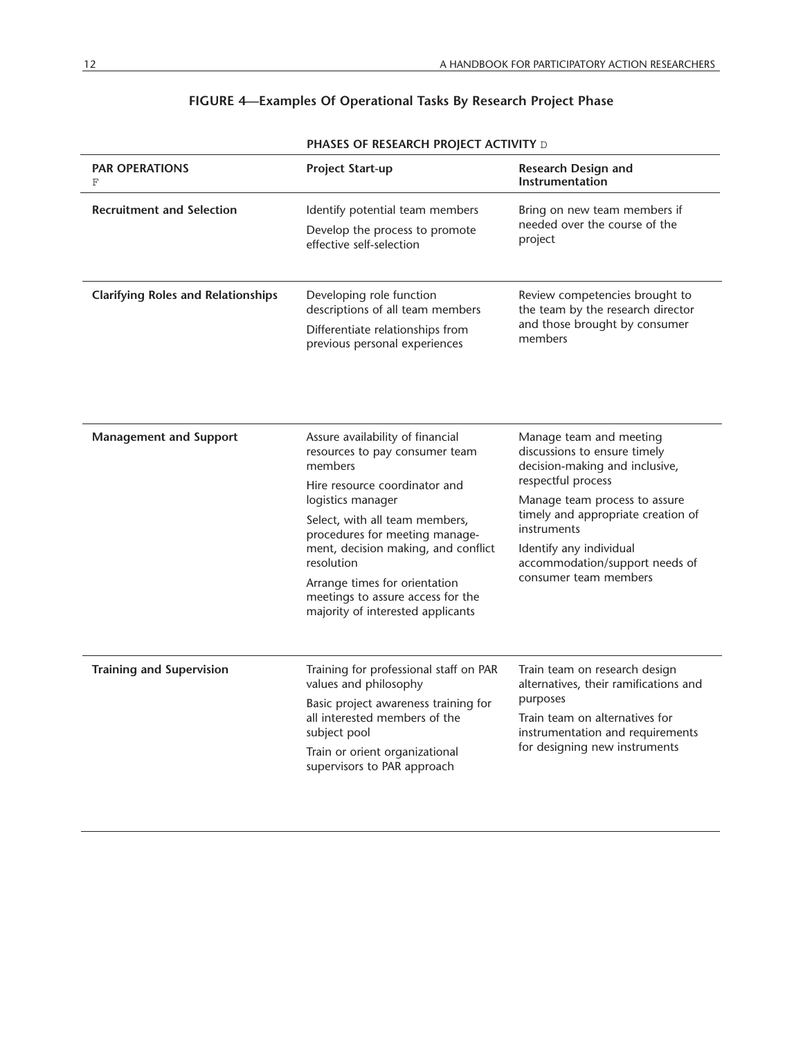## FIGURE 4—Examples Of Operational Tasks By Research Project Phase

| | PHASES OF RESEARCH PROJECT ACTIVITY D | |
|---|---|---|
| **PAR OPERATIONS** F | **Project Start-up** | **Research Design and Instrumentation** |
| **Recruitment and Selection** | Identify potential team members<br>Develop the process to promote effective self-selection | Bring on new team members if needed over the course of the project |
| **Clarifying Roles and Relationships** | Developing role function descriptions of all team members<br>Differentiate relationships from previous personal experiences | Review competencies brought to the team by the research director and those brought by consumer members |
| **Management and Support** | Assure availability of financial resources to pay consumer team members<br>Hire resource coordinator and logistics manager<br>Select, with all team members, procedures for meeting management, decision making, and conflict resolution<br>Arrange times for orientation meetings to assure access for the majority of interested applicants | Manage team and meeting discussions to ensure timely decision-making and inclusive, respectful process<br>Manage team process to assure timely and appropriate creation of instruments<br>Identify any individual accommodation/support needs of consumer team members |
| **Training and Supervision** | Training for professional staff on PAR values and philosophy<br>Basic project awareness training for all interested members of the subject pool<br>Train or orient organizational supervisors to PAR approach | Train team on research design alternatives, their ramifications and purposes<br>Train team on alternatives for instrumentation and requirements for designing new instruments |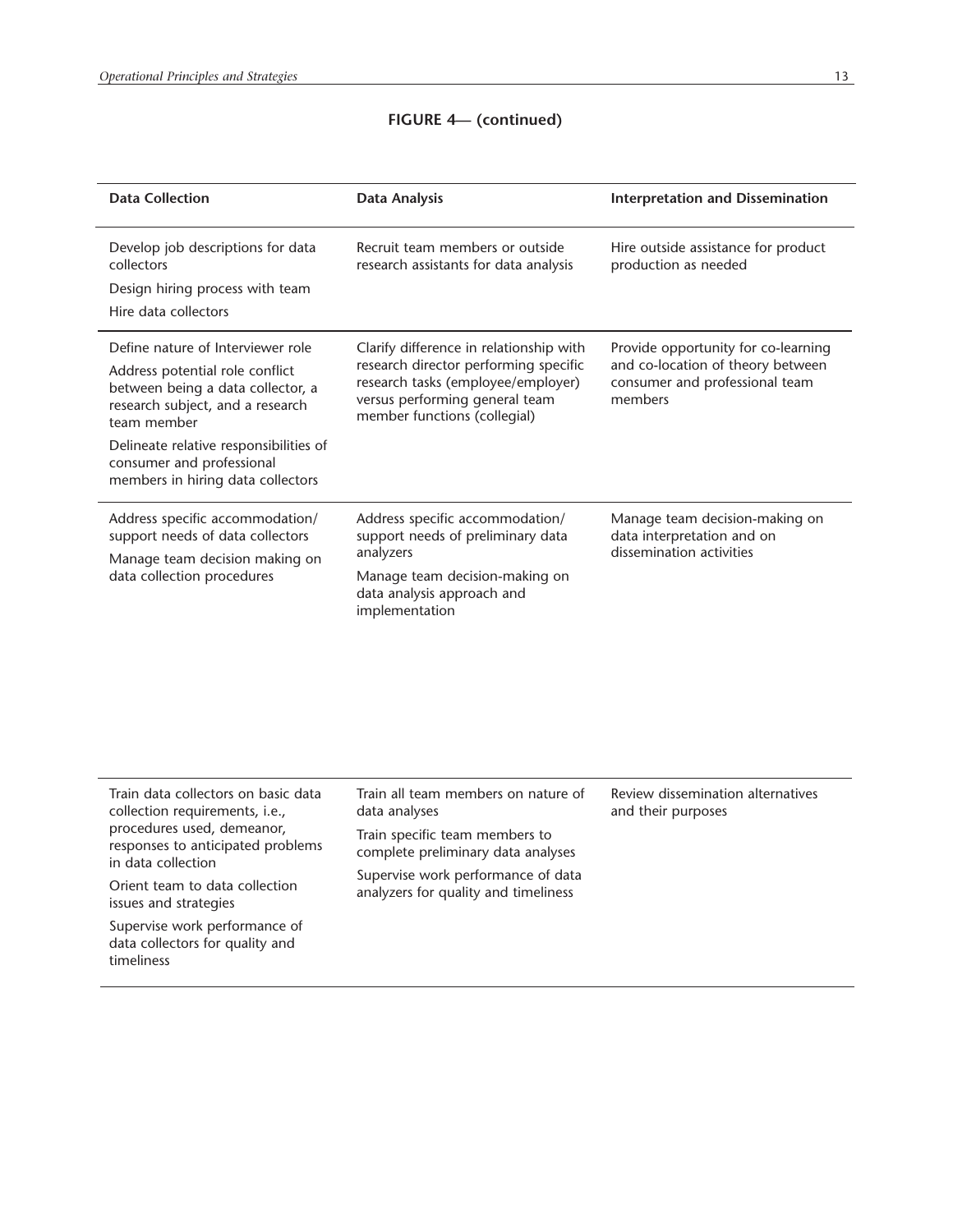**FIGURE 4— (continued)**

| Data Collection | Data Analysis | Interpretation and Dissemination |
|---|---|---|
| Develop job descriptions for data collectors<br>Design hiring process with team<br>Hire data collectors | Recruit team members or outside research assistants for data analysis | Hire outside assistance for product production as needed |
| Define nature of Interviewer role<br>Address potential role conflict between being a data collector, a research subject, and a research team member<br>Delineate relative responsibilities of consumer and professional members in hiring data collectors | Clarify difference in relationship with research director performing specific research tasks (employee/employer) versus performing general team member functions (collegial) | Provide opportunity for co-learning and co-location of theory between consumer and professional team members |
| Address specific accommodation/ support needs of data collectors<br>Manage team decision making on data collection procedures | Address specific accommodation/ support needs of preliminary data analyzers<br>Manage team decision-making on data analysis approach and implementation | Manage team decision-making on data interpretation and on dissemination activities |
| Train data collectors on basic data collection requirements, i.e., procedures used, demeanor, responses to anticipated problems in data collection<br>Orient team to data collection issues and strategies<br>Supervise work performance of data collectors for quality and timeliness | Train all team members on nature of data analyses<br>Train specific team members to complete preliminary data analyses<br>Supervise work performance of data analyzers for quality and timeliness | Review dissemination alternatives and their purposes |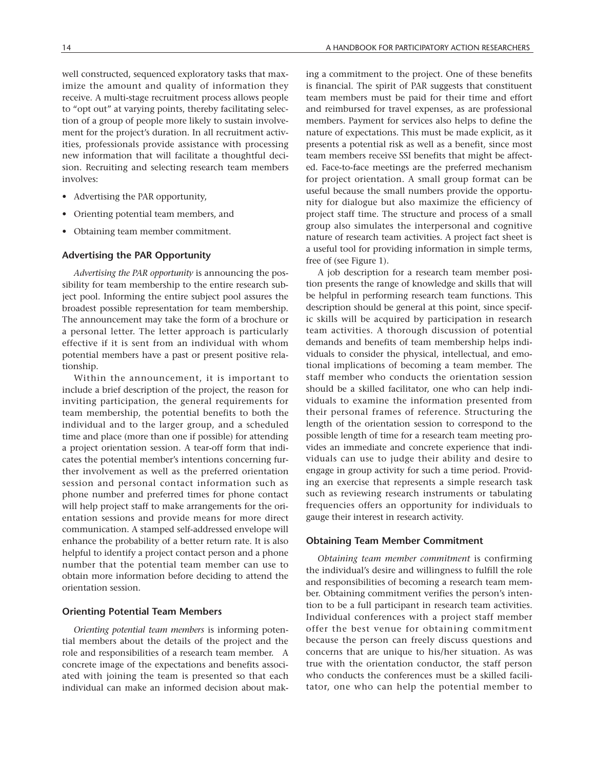well constructed, sequenced exploratory tasks that maximize the amount and quality of information they receive. A multi-stage recruitment process allows people to "opt out" at varying points, thereby facilitating selection of a group of people more likely to sustain involvement for the project's duration. In all recruitment activities, professionals provide assistance with processing new information that will facilitate a thoughtful decision. Recruiting and selecting research team members involves:

- Advertising the PAR opportunity,
- Orienting potential team members, and
- Obtaining team member commitment.

### Advertising the PAR Opportunity

*Advertising the PAR opportunity* is announcing the possibility for team membership to the entire research subject pool. Informing the entire subject pool assures the broadest possible representation for team membership. The announcement may take the form of a brochure or a personal letter. The letter approach is particularly effective if it is sent from an individual with whom potential members have a past or present positive relationship.

Within the announcement, it is important to include a brief description of the project, the reason for inviting participation, the general requirements for team membership, the potential benefits to both the individual and to the larger group, and a scheduled time and place (more than one if possible) for attending a project orientation session. A tear-off form that indicates the potential member's intentions concerning further involvement as well as the preferred orientation session and personal contact information such as phone number and preferred times for phone contact will help project staff to make arrangements for the orientation sessions and provide means for more direct communication. A stamped self-addressed envelope will enhance the probability of a better return rate. It is also helpful to identify a project contact person and a phone number that the potential team member can use to obtain more information before deciding to attend the orientation session.

### Orienting Potential Team Members

*Orienting potential team members* is informing potential members about the details of the project and the role and responsibilities of a research team member. A concrete image of the expectations and benefits associated with joining the team is presented so that each individual can make an informed decision about making a commitment to the project. One of these benefits is financial. The spirit of PAR suggests that constituent team members must be paid for their time and effort and reimbursed for travel expenses, as are professional members. Payment for services also helps to define the nature of expectations. This must be made explicit, as it presents a potential risk as well as a benefit, since most team members receive SSI benefits that might be affected. Face-to-face meetings are the preferred mechanism for project orientation. A small group format can be useful because the small numbers provide the opportunity for dialogue but also maximize the efficiency of project staff time. The structure and process of a small group also simulates the interpersonal and cognitive nature of research team activities. A project fact sheet is a useful tool for providing information in simple terms, free of (see Figure 1).

A job description for a research team member position presents the range of knowledge and skills that will be helpful in performing research team functions. This description should be general at this point, since specific skills will be acquired by participation in research team activities. A thorough discussion of potential demands and benefits of team membership helps individuals to consider the physical, intellectual, and emotional implications of becoming a team member. The staff member who conducts the orientation session should be a skilled facilitator, one who can help individuals to examine the information presented from their personal frames of reference. Structuring the length of the orientation session to correspond to the possible length of time for a research team meeting provides an immediate and concrete experience that individuals can use to judge their ability and desire to engage in group activity for such a time period. Providing an exercise that represents a simple research task such as reviewing research instruments or tabulating frequencies offers an opportunity for individuals to gauge their interest in research activity.

### Obtaining Team Member Commitment

*Obtaining team member commitment* is confirming the individual's desire and willingness to fulfill the role and responsibilities of becoming a research team member. Obtaining commitment verifies the person's intention to be a full participant in research team activities. Individual conferences with a project staff member offer the best venue for obtaining commitment because the person can freely discuss questions and concerns that are unique to his/her situation. As was true with the orientation conductor, the staff person who conducts the conferences must be a skilled facilitator, one who can help the potential member to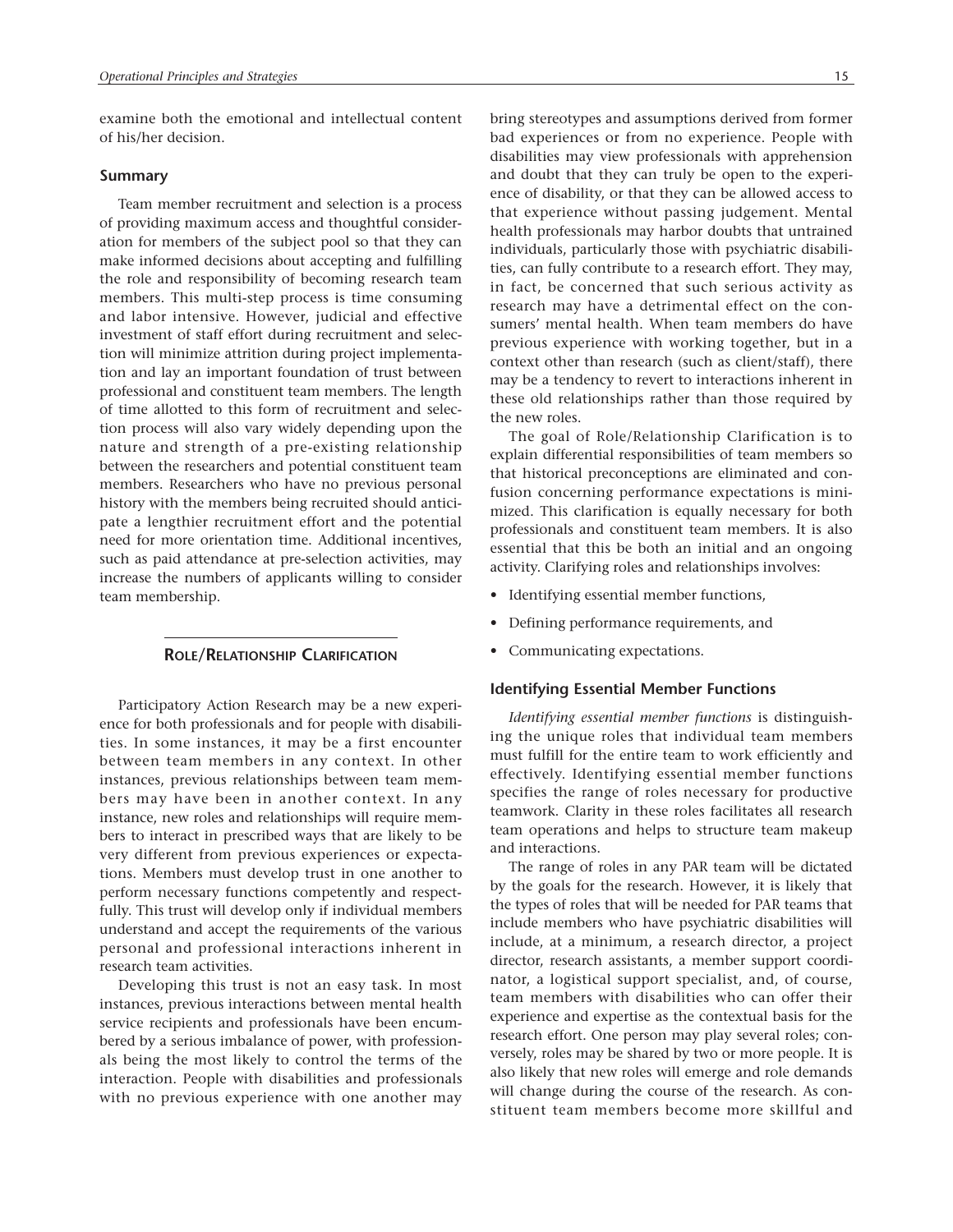examine both the emotional and intellectual content of his/her decision.

### Summary

Team member recruitment and selection is a process of providing maximum access and thoughtful consideration for members of the subject pool so that they can make informed decisions about accepting and fulfilling the role and responsibility of becoming research team members. This multi-step process is time consuming and labor intensive. However, judicial and effective investment of staff effort during recruitment and selection will minimize attrition during project implementation and lay an important foundation of trust between professional and constituent team members. The length of time allotted to this form of recruitment and selection process will also vary widely depending upon the nature and strength of a pre-existing relationship between the researchers and potential constituent team members. Researchers who have no previous personal history with the members being recruited should anticipate a lengthier recruitment effort and the potential need for more orientation time. Additional incentives, such as paid attendance at pre-selection activities, may increase the numbers of applicants willing to consider team membership.

## Role/Relationship Clarification

Participatory Action Research may be a new experience for both professionals and for people with disabilities. In some instances, it may be a first encounter between team members in any context. In other instances, previous relationships between team members may have been in another context. In any instance, new roles and relationships will require members to interact in prescribed ways that are likely to be very different from previous experiences or expectations. Members must develop trust in one another to perform necessary functions competently and respectfully. This trust will develop only if individual members understand and accept the requirements of the various personal and professional interactions inherent in research team activities.

Developing this trust is not an easy task. In most instances, previous interactions between mental health service recipients and professionals have been encumbered by a serious imbalance of power, with professionals being the most likely to control the terms of the interaction. People with disabilities and professionals with no previous experience with one another may bring stereotypes and assumptions derived from former bad experiences or from no experience. People with disabilities may view professionals with apprehension and doubt that they can truly be open to the experience of disability, or that they can be allowed access to that experience without passing judgement. Mental health professionals may harbor doubts that untrained individuals, particularly those with psychiatric disabilities, can fully contribute to a research effort. They may, in fact, be concerned that such serious activity as research may have a detrimental effect on the consumers' mental health. When team members do have previous experience with working together, but in a context other than research (such as client/staff), there may be a tendency to revert to interactions inherent in these old relationships rather than those required by the new roles.

The goal of Role/Relationship Clarification is to explain differential responsibilities of team members so that historical preconceptions are eliminated and confusion concerning performance expectations is minimized. This clarification is equally necessary for both professionals and constituent team members. It is also essential that this be both an initial and an ongoing activity. Clarifying roles and relationships involves:

- Identifying essential member functions,
- Defining performance requirements, and
- Communicating expectations.

### Identifying Essential Member Functions

*Identifying essential member functions* is distinguishing the unique roles that individual team members must fulfill for the entire team to work efficiently and effectively. Identifying essential member functions specifies the range of roles necessary for productive teamwork. Clarity in these roles facilitates all research team operations and helps to structure team makeup and interactions.

The range of roles in any PAR team will be dictated by the goals for the research. However, it is likely that the types of roles that will be needed for PAR teams that include members who have psychiatric disabilities will include, at a minimum, a research director, a project director, research assistants, a member support coordinator, a logistical support specialist, and, of course, team members with disabilities who can offer their experience and expertise as the contextual basis for the research effort. One person may play several roles; conversely, roles may be shared by two or more people. It is also likely that new roles will emerge and role demands will change during the course of the research. As constituent team members become more skillful and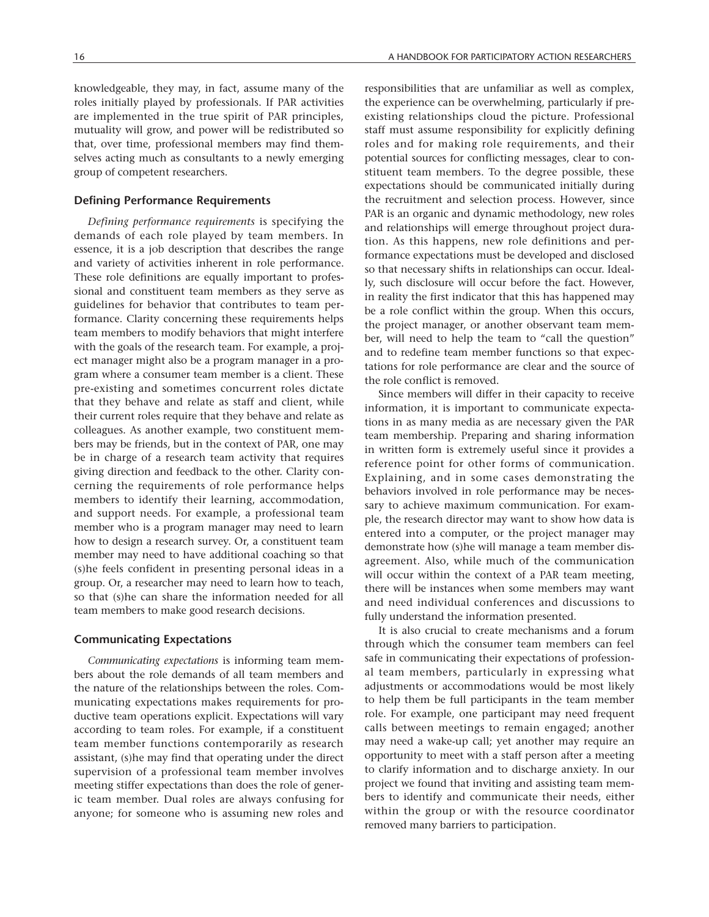knowledgeable, they may, in fact, assume many of the roles initially played by professionals. If PAR activities are implemented in the true spirit of PAR principles, mutuality will grow, and power will be redistributed so that, over time, professional members may find themselves acting much as consultants to a newly emerging group of competent researchers.

### Defining Performance Requirements

*Defining performance requirements* is specifying the demands of each role played by team members. In essence, it is a job description that describes the range and variety of activities inherent in role performance. These role definitions are equally important to professional and constituent team members as they serve as guidelines for behavior that contributes to team performance. Clarity concerning these requirements helps team members to modify behaviors that might interfere with the goals of the research team. For example, a project manager might also be a program manager in a program where a consumer team member is a client. These pre-existing and sometimes concurrent roles dictate that they behave and relate as staff and client, while their current roles require that they behave and relate as colleagues. As another example, two constituent members may be friends, but in the context of PAR, one may be in charge of a research team activity that requires giving direction and feedback to the other. Clarity concerning the requirements of role performance helps members to identify their learning, accommodation, and support needs. For example, a professional team member who is a program manager may need to learn how to design a research survey. Or, a constituent team member may need to have additional coaching so that (s)he feels confident in presenting personal ideas in a group. Or, a researcher may need to learn how to teach, so that (s)he can share the information needed for all team members to make good research decisions.

### Communicating Expectations

*Communicating expectations* is informing team members about the role demands of all team members and the nature of the relationships between the roles. Communicating expectations makes requirements for productive team operations explicit. Expectations will vary according to team roles. For example, if a constituent team member functions contemporarily as research assistant, (s)he may find that operating under the direct supervision of a professional team member involves meeting stiffer expectations than does the role of generic team member. Dual roles are always confusing for anyone; for someone who is assuming new roles and responsibilities that are unfamiliar as well as complex, the experience can be overwhelming, particularly if pre-existing relationships cloud the picture. Professional staff must assume responsibility for explicitly defining roles and for making role requirements, and their potential sources for conflicting messages, clear to constituent team members. To the degree possible, these expectations should be communicated initially during the recruitment and selection process. However, since PAR is an organic and dynamic methodology, new roles and relationships will emerge throughout project duration. As this happens, new role definitions and performance expectations must be developed and disclosed so that necessary shifts in relationships can occur. Ideally, such disclosure will occur before the fact. However, in reality the first indicator that this has happened may be a role conflict within the group. When this occurs, the project manager, or another observant team member, will need to help the team to "call the question" and to redefine team member functions so that expectations for role performance are clear and the source of the role conflict is removed.

Since members will differ in their capacity to receive information, it is important to communicate expectations in as many media as are necessary given the PAR team membership. Preparing and sharing information in written form is extremely useful since it provides a reference point for other forms of communication. Explaining, and in some cases demonstrating the behaviors involved in role performance may be necessary to achieve maximum communication. For example, the research director may want to show how data is entered into a computer, or the project manager may demonstrate how (s)he will manage a team member disagreement. Also, while much of the communication will occur within the context of a PAR team meeting, there will be instances when some members may want and need individual conferences and discussions to fully understand the information presented.

It is also crucial to create mechanisms and a forum through which the consumer team members can feel safe in communicating their expectations of professional team members, particularly in expressing what adjustments or accommodations would be most likely to help them be full participants in the team member role. For example, one participant may need frequent calls between meetings to remain engaged; another may need a wake-up call; yet another may require an opportunity to meet with a staff person after a meeting to clarify information and to discharge anxiety. In our project we found that inviting and assisting team members to identify and communicate their needs, either within the group or with the resource coordinator removed many barriers to participation.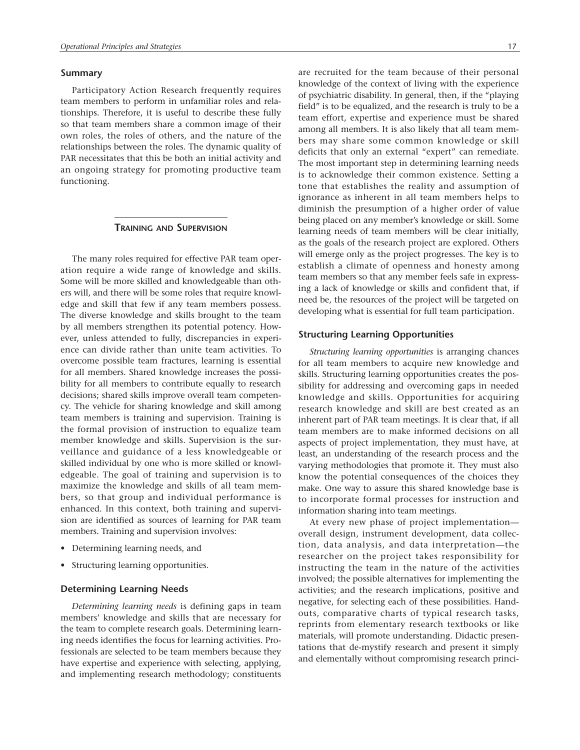### Summary

Participatory Action Research frequently requires team members to perform in unfamiliar roles and relationships. Therefore, it is useful to describe these fully so that team members share a common image of their own roles, the roles of others, and the nature of the relationships between the roles. The dynamic quality of PAR necessitates that this be both an initial activity and an ongoing strategy for promoting productive team functioning.

## Training and Supervision

The many roles required for effective PAR team operation require a wide range of knowledge and skills. Some will be more skilled and knowledgeable than others will, and there will be some roles that require knowledge and skill that few if any team members possess. The diverse knowledge and skills brought to the team by all members strengthen its potential potency. However, unless attended to fully, discrepancies in experience can divide rather than unite team activities. To overcome possible team fractures, learning is essential for all members. Shared knowledge increases the possibility for all members to contribute equally to research decisions; shared skills improve overall team competency. The vehicle for sharing knowledge and skill among team members is training and supervision. Training is the formal provision of instruction to equalize team member knowledge and skills. Supervision is the surveillance and guidance of a less knowledgeable or skilled individual by one who is more skilled or knowledgeable. The goal of training and supervision is to maximize the knowledge and skills of all team members, so that group and individual performance is enhanced. In this context, both training and supervision are identified as sources of learning for PAR team members. Training and supervision involves:

- Determining learning needs, and
- Structuring learning opportunities.

### Determining Learning Needs

*Determining learning needs* is defining gaps in team members' knowledge and skills that are necessary for the team to complete research goals. Determining learning needs identifies the focus for learning activities. Professionals are selected to be team members because they have expertise and experience with selecting, applying, and implementing research methodology; constituents are recruited for the team because of their personal knowledge of the context of living with the experience of psychiatric disability. In general, then, if the "playing field" is to be equalized, and the research is truly to be a team effort, expertise and experience must be shared among all members. It is also likely that all team members may share some common knowledge or skill deficits that only an external "expert" can remediate. The most important step in determining learning needs is to acknowledge their common existence. Setting a tone that establishes the reality and assumption of ignorance as inherent in all team members helps to diminish the presumption of a higher order of value being placed on any member's knowledge or skill. Some learning needs of team members will be clear initially, as the goals of the research project are explored. Others will emerge only as the project progresses. The key is to establish a climate of openness and honesty among team members so that any member feels safe in expressing a lack of knowledge or skills and confident that, if need be, the resources of the project will be targeted on developing what is essential for full team participation.

### Structuring Learning Opportunities

*Structuring learning opportunities* is arranging chances for all team members to acquire new knowledge and skills. Structuring learning opportunities creates the possibility for addressing and overcoming gaps in needed knowledge and skills. Opportunities for acquiring research knowledge and skill are best created as an inherent part of PAR team meetings. It is clear that, if all team members are to make informed decisions on all aspects of project implementation, they must have, at least, an understanding of the research process and the varying methodologies that promote it. They must also know the potential consequences of the choices they make. One way to assure this shared knowledge base is to incorporate formal processes for instruction and information sharing into team meetings.

At every new phase of project implementation—overall design, instrument development, data collection, data analysis, and data interpretation—the researcher on the project takes responsibility for instructing the team in the nature of the activities involved; the possible alternatives for implementing the activities; and the research implications, positive and negative, for selecting each of these possibilities. Handouts, comparative charts of typical research tasks, reprints from elementary research textbooks or like materials, will promote understanding. Didactic presentations that de-mystify research and present it simply and elementally without compromising research princi-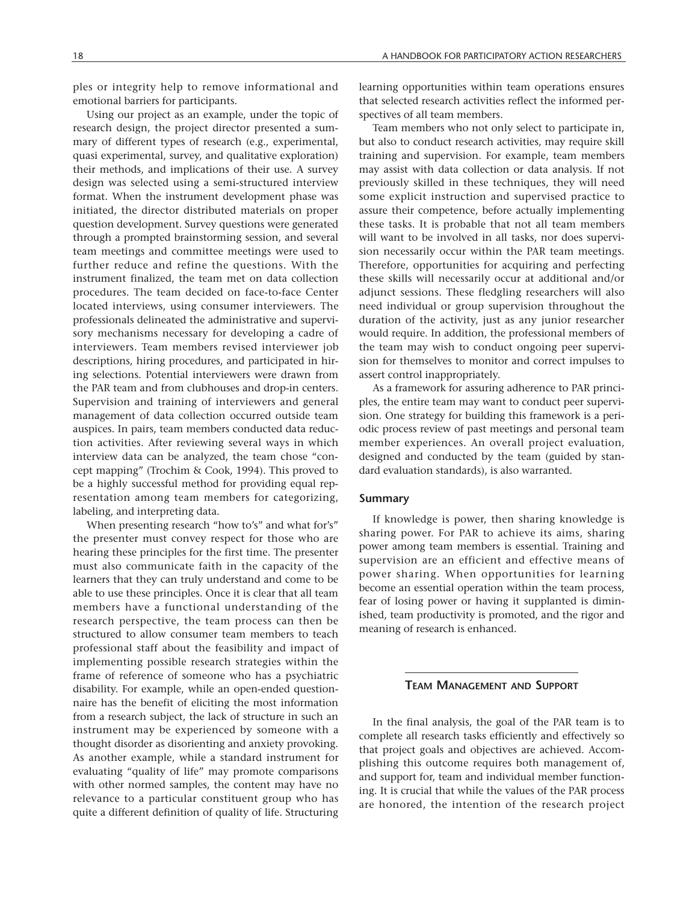ples or integrity help to remove informational and emotional barriers for participants.

Using our project as an example, under the topic of research design, the project director presented a summary of different types of research (e.g., experimental, quasi experimental, survey, and qualitative exploration) their methods, and implications of their use. A survey design was selected using a semi-structured interview format. When the instrument development phase was initiated, the director distributed materials on proper question development. Survey questions were generated through a prompted brainstorming session, and several team meetings and committee meetings were used to further reduce and refine the questions. With the instrument finalized, the team met on data collection procedures. The team decided on face-to-face Center located interviews, using consumer interviewers. The professionals delineated the administrative and supervisory mechanisms necessary for developing a cadre of interviewers. Team members revised interviewer job descriptions, hiring procedures, and participated in hiring selections. Potential interviewers were drawn from the PAR team and from clubhouses and drop-in centers. Supervision and training of interviewers and general management of data collection occurred outside team auspices. In pairs, team members conducted data reduction activities. After reviewing several ways in which interview data can be analyzed, the team chose "concept mapping" (Trochim & Cook, 1994). This proved to be a highly successful method for providing equal representation among team members for categorizing, labeling, and interpreting data.

When presenting research "how to's" and what for's" the presenter must convey respect for those who are hearing these principles for the first time. The presenter must also communicate faith in the capacity of the learners that they can truly understand and come to be able to use these principles. Once it is clear that all team members have a functional understanding of the research perspective, the team process can then be structured to allow consumer team members to teach professional staff about the feasibility and impact of implementing possible research strategies within the frame of reference of someone who has a psychiatric disability. For example, while an open-ended questionnaire has the benefit of eliciting the most information from a research subject, the lack of structure in such an instrument may be experienced by someone with a thought disorder as disorienting and anxiety provoking. As another example, while a standard instrument for evaluating "quality of life" may promote comparisons with other normed samples, the content may have no relevance to a particular constituent group who has quite a different definition of quality of life. Structuring learning opportunities within team operations ensures that selected research activities reflect the informed perspectives of all team members.

Team members who not only select to participate in, but also to conduct research activities, may require skill training and supervision. For example, team members may assist with data collection or data analysis. If not previously skilled in these techniques, they will need some explicit instruction and supervised practice to assure their competence, before actually implementing these tasks. It is probable that not all team members will want to be involved in all tasks, nor does supervision necessarily occur within the PAR team meetings. Therefore, opportunities for acquiring and perfecting these skills will necessarily occur at additional and/or adjunct sessions. These fledgling researchers will also need individual or group supervision throughout the duration of the activity, just as any junior researcher would require. In addition, the professional members of the team may wish to conduct ongoing peer supervision for themselves to monitor and correct impulses to assert control inappropriately.

As a framework for assuring adherence to PAR principles, the entire team may want to conduct peer supervision. One strategy for building this framework is a periodic process review of past meetings and personal team member experiences. An overall project evaluation, designed and conducted by the team (guided by standard evaluation standards), is also warranted.

### Summary

If knowledge is power, then sharing knowledge is sharing power. For PAR to achieve its aims, sharing power among team members is essential. Training and supervision are an efficient and effective means of power sharing. When opportunities for learning become an essential operation within the team process, fear of losing power or having it supplanted is diminished, team productivity is promoted, and the rigor and meaning of research is enhanced.

## Team Management and Support

In the final analysis, the goal of the PAR team is to complete all research tasks efficiently and effectively so that project goals and objectives are achieved. Accomplishing this outcome requires both management of, and support for, team and individual member functioning. It is crucial that while the values of the PAR process are honored, the intention of the research project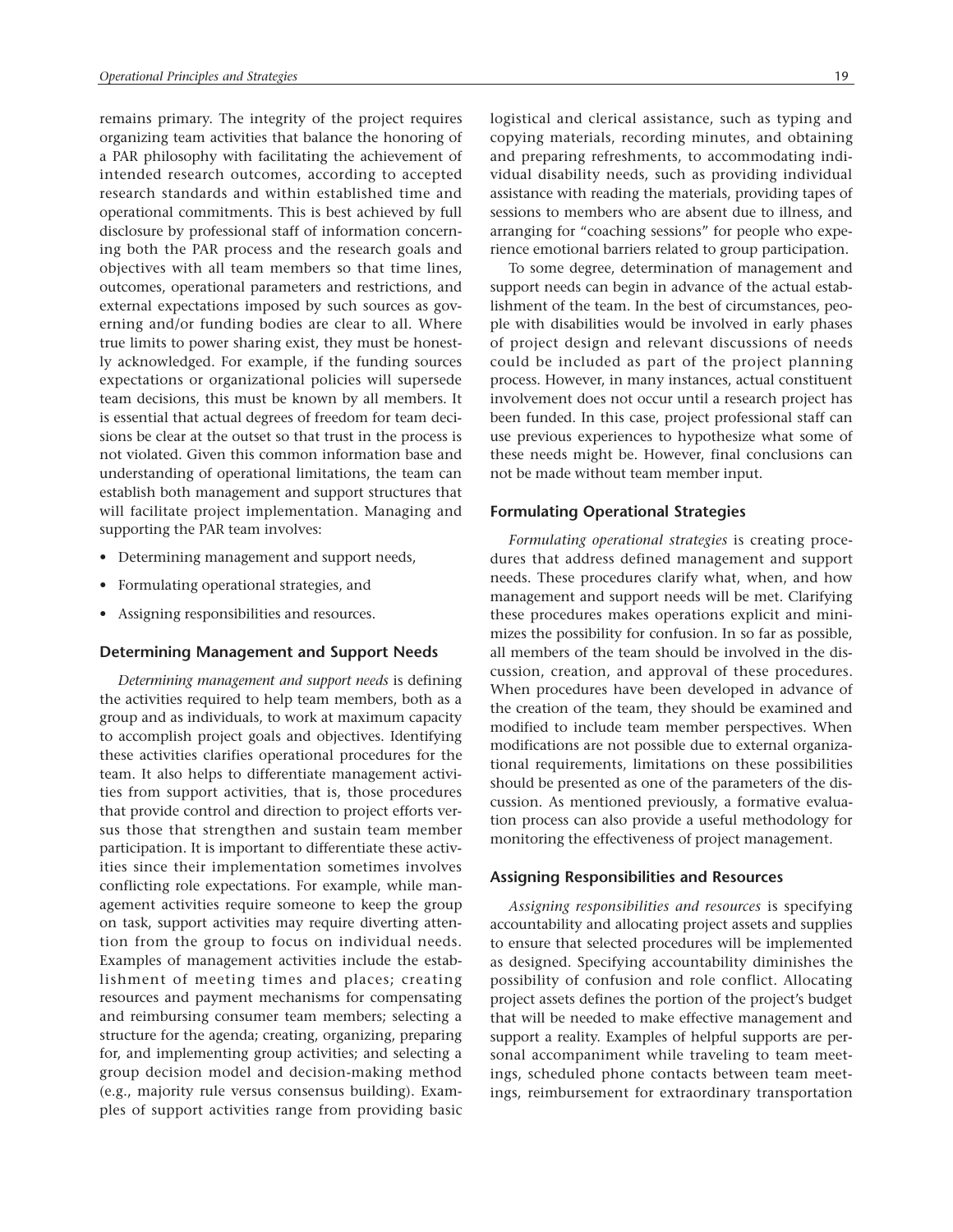remains primary. The integrity of the project requires organizing team activities that balance the honoring of a PAR philosophy with facilitating the achievement of intended research outcomes, according to accepted research standards and within established time and operational commitments. This is best achieved by full disclosure by professional staff of information concerning both the PAR process and the research goals and objectives with all team members so that time lines, outcomes, operational parameters and restrictions, and external expectations imposed by such sources as governing and/or funding bodies are clear to all. Where true limits to power sharing exist, they must be honestly acknowledged. For example, if the funding sources expectations or organizational policies will supersede team decisions, this must be known by all members. It is essential that actual degrees of freedom for team decisions be clear at the outset so that trust in the process is not violated. Given this common information base and understanding of operational limitations, the team can establish both management and support structures that will facilitate project implementation. Managing and supporting the PAR team involves:

- Determining management and support needs,
- Formulating operational strategies, and
- Assigning responsibilities and resources.

### Determining Management and Support Needs

*Determining management and support needs* is defining the activities required to help team members, both as a group and as individuals, to work at maximum capacity to accomplish project goals and objectives. Identifying these activities clarifies operational procedures for the team. It also helps to differentiate management activities from support activities, that is, those procedures that provide control and direction to project efforts versus those that strengthen and sustain team member participation. It is important to differentiate these activities since their implementation sometimes involves conflicting role expectations. For example, while management activities require someone to keep the group on task, support activities may require diverting attention from the group to focus on individual needs. Examples of management activities include the establishment of meeting times and places; creating resources and payment mechanisms for compensating and reimbursing consumer team members; selecting a structure for the agenda; creating, organizing, preparing for, and implementing group activities; and selecting a group decision model and decision-making method (e.g., majority rule versus consensus building). Examples of support activities range from providing basic logistical and clerical assistance, such as typing and copying materials, recording minutes, and obtaining and preparing refreshments, to accommodating individual disability needs, such as providing individual assistance with reading the materials, providing tapes of sessions to members who are absent due to illness, and arranging for "coaching sessions" for people who experience emotional barriers related to group participation.

To some degree, determination of management and support needs can begin in advance of the actual establishment of the team. In the best of circumstances, people with disabilities would be involved in early phases of project design and relevant discussions of needs could be included as part of the project planning process. However, in many instances, actual constituent involvement does not occur until a research project has been funded. In this case, project professional staff can use previous experiences to hypothesize what some of these needs might be. However, final conclusions can not be made without team member input.

### Formulating Operational Strategies

*Formulating operational strategies* is creating procedures that address defined management and support needs. These procedures clarify what, when, and how management and support needs will be met. Clarifying these procedures makes operations explicit and minimizes the possibility for confusion. In so far as possible, all members of the team should be involved in the discussion, creation, and approval of these procedures. When procedures have been developed in advance of the creation of the team, they should be examined and modified to include team member perspectives. When modifications are not possible due to external organizational requirements, limitations on these possibilities should be presented as one of the parameters of the discussion. As mentioned previously, a formative evaluation process can also provide a useful methodology for monitoring the effectiveness of project management.

### Assigning Responsibilities and Resources

*Assigning responsibilities and resources* is specifying accountability and allocating project assets and supplies to ensure that selected procedures will be implemented as designed. Specifying accountability diminishes the possibility of confusion and role conflict. Allocating project assets defines the portion of the project's budget that will be needed to make effective management and support a reality. Examples of helpful supports are personal accompaniment while traveling to team meetings, scheduled phone contacts between team meetings, reimbursement for extraordinary transportation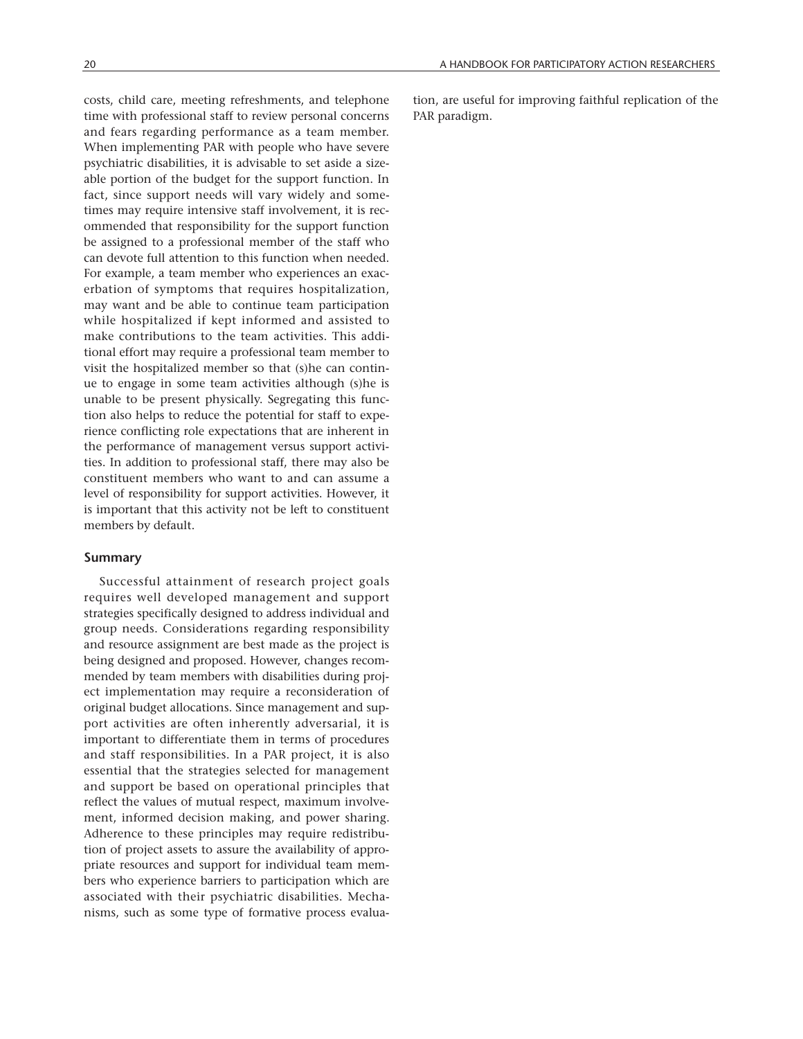costs, child care, meeting refreshments, and telephone time with professional staff to review personal concerns and fears regarding performance as a team member. When implementing PAR with people who have severe psychiatric disabilities, it is advisable to set aside a sizeable portion of the budget for the support function. In fact, since support needs will vary widely and sometimes may require intensive staff involvement, it is recommended that responsibility for the support function be assigned to a professional member of the staff who can devote full attention to this function when needed. For example, a team member who experiences an exacerbation of symptoms that requires hospitalization, may want and be able to continue team participation while hospitalized if kept informed and assisted to make contributions to the team activities. This additional effort may require a professional team member to visit the hospitalized member so that (s)he can continue to engage in some team activities although (s)he is unable to be present physically. Segregating this function also helps to reduce the potential for staff to experience conflicting role expectations that are inherent in the performance of management versus support activities. In addition to professional staff, there may also be constituent members who want to and can assume a level of responsibility for support activities. However, it is important that this activity not be left to constituent members by default.

### Summary

Successful attainment of research project goals requires well developed management and support strategies specifically designed to address individual and group needs. Considerations regarding responsibility and resource assignment are best made as the project is being designed and proposed. However, changes recommended by team members with disabilities during project implementation may require a reconsideration of original budget allocations. Since management and support activities are often inherently adversarial, it is important to differentiate them in terms of procedures and staff responsibilities. In a PAR project, it is also essential that the strategies selected for management and support be based on operational principles that reflect the values of mutual respect, maximum involvement, informed decision making, and power sharing. Adherence to these principles may require redistribution of project assets to assure the availability of appropriate resources and support for individual team members who experience barriers to participation which are associated with their psychiatric disabilities. Mechanisms, such as some type of formative process evaluation, are useful for improving faithful replication of the PAR paradigm.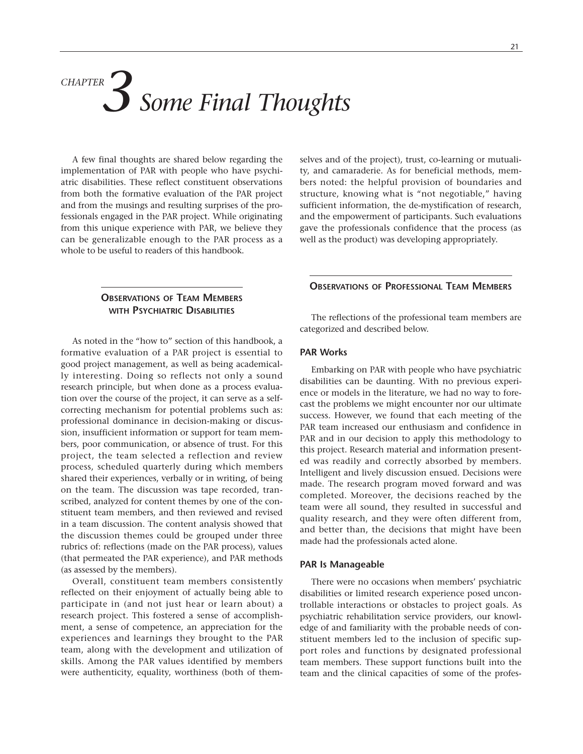# CHAPTER 3 Some Final Thoughts

A few final thoughts are shared below regarding the implementation of PAR with people who have psychiatric disabilities. These reflect constituent observations from both the formative evaluation of the PAR project and from the musings and resulting surprises of the professionals engaged in the PAR project. While originating from this unique experience with PAR, we believe they can be generalizable enough to the PAR process as a whole to be useful to readers of this handbook.

## Observations of Team Members with Psychiatric Disabilities

As noted in the "how to" section of this handbook, a formative evaluation of a PAR project is essential to good project management, as well as being academically interesting. Doing so reflects not only a sound research principle, but when done as a process evaluation over the course of the project, it can serve as a self-correcting mechanism for potential problems such as: professional dominance in decision-making or discussion, insufficient information or support for team members, poor communication, or absence of trust. For this project, the team selected a reflection and review process, scheduled quarterly during which members shared their experiences, verbally or in writing, of being on the team. The discussion was tape recorded, transcribed, analyzed for content themes by one of the constituent team members, and then reviewed and revised in a team discussion. The content analysis showed that the discussion themes could be grouped under three rubrics of: reflections (made on the PAR process), values (that permeated the PAR experience), and PAR methods (as assessed by the members).

Overall, constituent team members consistently reflected on their enjoyment of actually being able to participate in (and not just hear or learn about) a research project. This fostered a sense of accomplishment, a sense of competence, an appreciation for the experiences and learnings they brought to the PAR team, along with the development and utilization of skills. Among the PAR values identified by members were authenticity, equality, worthiness (both of themselves and of the project), trust, co-learning or mutuality, and camaraderie. As for beneficial methods, members noted: the helpful provision of boundaries and structure, knowing what is "not negotiable," having sufficient information, the de-mystification of research, and the empowerment of participants. Such evaluations gave the professionals confidence that the process (as well as the product) was developing appropriately.

## Observations of Professional Team Members

The reflections of the professional team members are categorized and described below.

### PAR Works

Embarking on PAR with people who have psychiatric disabilities can be daunting. With no previous experience or models in the literature, we had no way to forecast the problems we might encounter nor our ultimate success. However, we found that each meeting of the PAR team increased our enthusiasm and confidence in PAR and in our decision to apply this methodology to this project. Research material and information presented was readily and correctly absorbed by members. Intelligent and lively discussion ensued. Decisions were made. The research program moved forward and was completed. Moreover, the decisions reached by the team were all sound, they resulted in successful and quality research, and they were often different from, and better than, the decisions that might have been made had the professionals acted alone.

### PAR Is Manageable

There were no occasions when members' psychiatric disabilities or limited research experience posed uncontrollable interactions or obstacles to project goals. As psychiatric rehabilitation service providers, our knowledge of and familiarity with the probable needs of constituent members led to the inclusion of specific support roles and functions by designated professional team members. These support functions built into the team and the clinical capacities of some of the profes-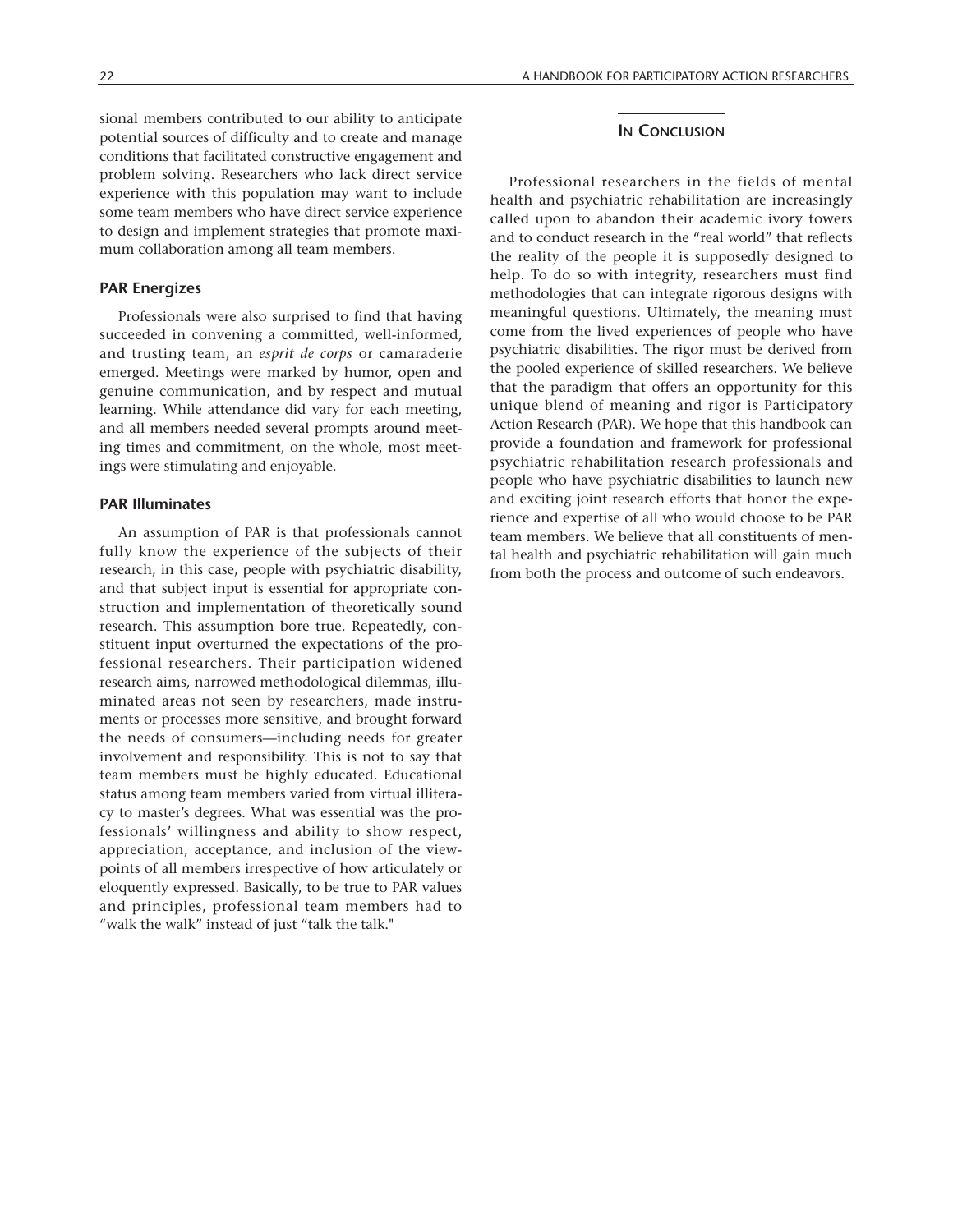sional members contributed to our ability to anticipate potential sources of difficulty and to create and manage conditions that facilitated constructive engagement and problem solving. Researchers who lack direct service experience with this population may want to include some team members who have direct service experience to design and implement strategies that promote maximum collaboration among all team members.

### PAR Energizes

Professionals were also surprised to find that having succeeded in convening a committed, well-informed, and trusting team, an *esprit de corps* or camaraderie emerged. Meetings were marked by humor, open and genuine communication, and by respect and mutual learning. While attendance did vary for each meeting, and all members needed several prompts around meeting times and commitment, on the whole, most meetings were stimulating and enjoyable.

### PAR Illuminates

An assumption of PAR is that professionals cannot fully know the experience of the subjects of their research, in this case, people with psychiatric disability, and that subject input is essential for appropriate construction and implementation of theoretically sound research. This assumption bore true. Repeatedly, constituent input overturned the expectations of the professional researchers. Their participation widened research aims, narrowed methodological dilemmas, illuminated areas not seen by researchers, made instruments or processes more sensitive, and brought forward the needs of consumers—including needs for greater involvement and responsibility. This is not to say that team members must be highly educated. Educational status among team members varied from virtual illiteracy to master's degrees. What was essential was the professionals' willingness and ability to show respect, appreciation, acceptance, and inclusion of the viewpoints of all members irrespective of how articulately or eloquently expressed. Basically, to be true to PAR values and principles, professional team members had to "walk the walk" instead of just "talk the talk."

## In Conclusion

Professional researchers in the fields of mental health and psychiatric rehabilitation are increasingly called upon to abandon their academic ivory towers and to conduct research in the "real world" that reflects the reality of the people it is supposedly designed to help. To do so with integrity, researchers must find methodologies that can integrate rigorous designs with meaningful questions. Ultimately, the meaning must come from the lived experiences of people who have psychiatric disabilities. The rigor must be derived from the pooled experience of skilled researchers. We believe that the paradigm that offers an opportunity for this unique blend of meaning and rigor is Participatory Action Research (PAR). We hope that this handbook can provide a foundation and framework for professional psychiatric rehabilitation research professionals and people who have psychiatric disabilities to launch new and exciting joint research efforts that honor the experience and expertise of all who would choose to be PAR team members. We believe that all constituents of mental health and psychiatric rehabilitation will gain much from both the process and outcome of such endeavors.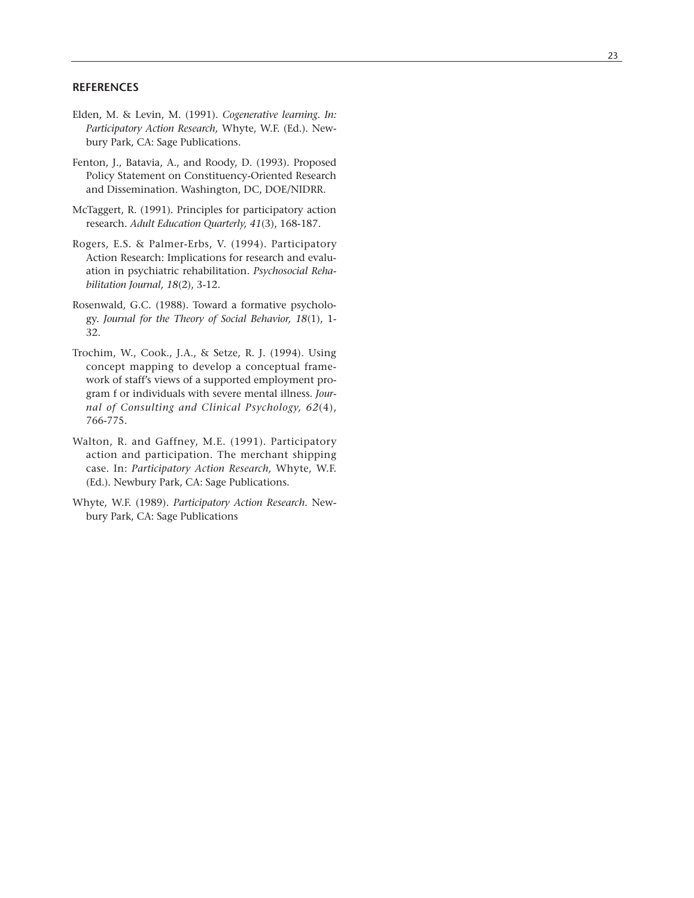## REFERENCES

Elden, M. & Levin, M. (1991). *Cogenerative learning. In: Participatory Action Research,* Whyte, W.F. (Ed.). Newbury Park, CA: Sage Publications.

Fenton, J., Batavia, A., and Roody, D. (1993). Proposed Policy Statement on Constituency-Oriented Research and Dissemination. Washington, DC, DOE/NIDRR.

McTaggert, R. (1991). Principles for participatory action research. *Adult Education Quarterly, 41*(3), 168-187.

Rogers, E.S. & Palmer-Erbs, V. (1994). Participatory Action Research: Implications for research and evaluation in psychiatric rehabilitation. *Psychosocial Rehabilitation Journal, 18*(2), 3-12.

Rosenwald, G.C. (1988). Toward a formative psychology. *Journal for the Theory of Social Behavior, 18*(1), 1-32.

Trochim, W., Cook., J.A., & Setze, R. J. (1994). Using concept mapping to develop a conceptual framework of staff's views of a supported employment program f or individuals with severe mental illness. *Journal of Consulting and Clinical Psychology, 62*(4), 766-775.

Walton, R. and Gaffney, M.E. (1991). Participatory action and participation. The merchant shipping case. In: *Participatory Action Research,* Whyte, W.F. (Ed.). Newbury Park, CA: Sage Publications.

Whyte, W.F. (1989). *Participatory Action Research.* Newbury Park, CA: Sage Publications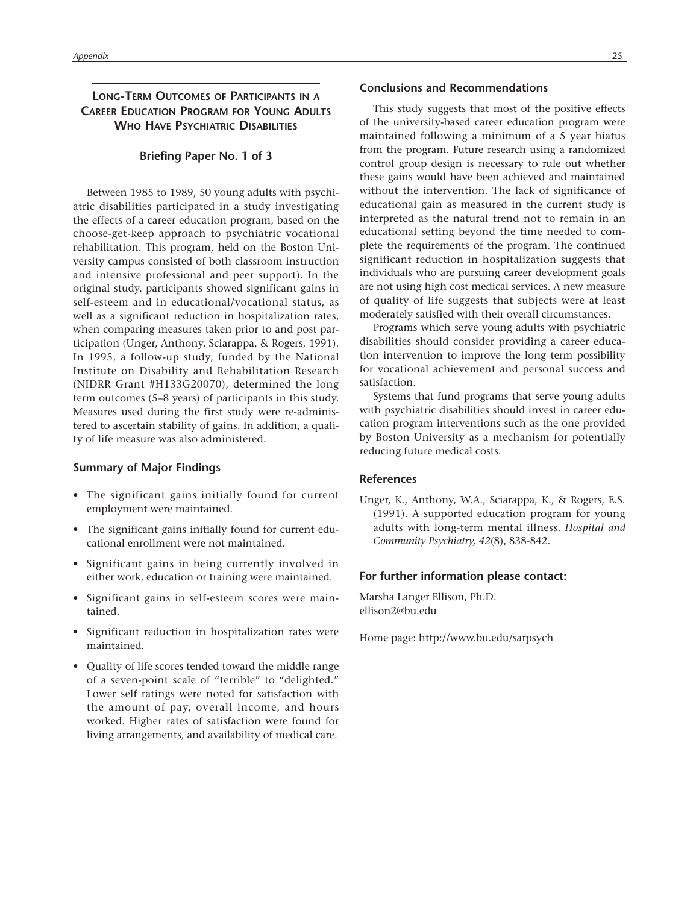## Long-Term Outcomes of Participants in a Career Education Program for Young Adults Who Have Psychiatric Disabilities

### Briefing Paper No. 1 of 3

Between 1985 to 1989, 50 young adults with psychiatric disabilities participated in a study investigating the effects of a career education program, based on the choose-get-keep approach to psychiatric vocational rehabilitation. This program, held on the Boston University campus consisted of both classroom instruction and intensive professional and peer support). In the original study, participants showed significant gains in self-esteem and in educational/vocational status, as well as a significant reduction in hospitalization rates, when comparing measures taken prior to and post participation (Unger, Anthony, Sciarappa, & Rogers, 1991). In 1995, a follow-up study, funded by the National Institute on Disability and Rehabilitation Research (NIDRR Grant #H133G20070), determined the long term outcomes (5–8 years) of participants in this study. Measures used during the first study were re-administered to ascertain stability of gains. In addition, a quality of life measure was also administered.

### Summary of Major Findings

- The significant gains initially found for current employment were maintained.
- The significant gains initially found for current educational enrollment were not maintained.
- Significant gains in being currently involved in either work, education or training were maintained.
- Significant gains in self-esteem scores were maintained.
- Significant reduction in hospitalization rates were maintained.
- Quality of life scores tended toward the middle range of a seven-point scale of "terrible" to "delighted." Lower self ratings were noted for satisfaction with the amount of pay, overall income, and hours worked. Higher rates of satisfaction were found for living arrangements, and availability of medical care.

### Conclusions and Recommendations

This study suggests that most of the positive effects of the university-based career education program were maintained following a minimum of a 5 year hiatus from the program. Future research using a randomized control group design is necessary to rule out whether these gains would have been achieved and maintained without the intervention. The lack of significance of educational gain as measured in the current study is interpreted as the natural trend not to remain in an educational setting beyond the time needed to complete the requirements of the program. The continued significant reduction in hospitalization suggests that individuals who are pursuing career development goals are not using high cost medical services. A new measure of quality of life suggests that subjects were at least moderately satisfied with their overall circumstances.

Programs which serve young adults with psychiatric disabilities should consider providing a career education intervention to improve the long term possibility for vocational achievement and personal success and satisfaction.

Systems that fund programs that serve young adults with psychiatric disabilities should invest in career education program interventions such as the one provided by Boston University as a mechanism for potentially reducing future medical costs.

### References

Unger, K., Anthony, W.A., Sciarappa, K., & Rogers, E.S. (1991). A supported education program for young adults with long-term mental illness. *Hospital and Community Psychiatry, 42*(8), 838-842.

### For further information please contact:

Marsha Langer Ellison, Ph.D.
ellison2@bu.edu

Home page: http://www.bu.edu/sarpsych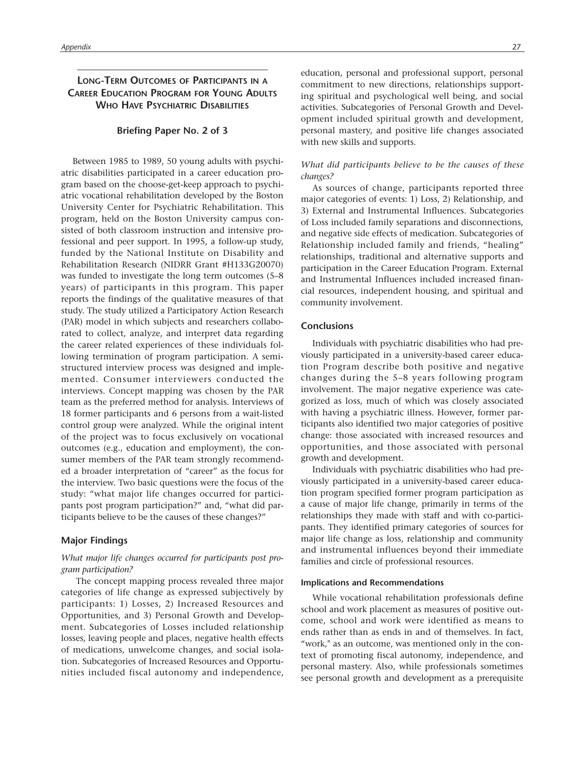## Long-Term Outcomes of Participants in a Career Education Program for Young Adults Who Have Psychiatric Disabilities

### Briefing Paper No. 2 of 3

Between 1985 to 1989, 50 young adults with psychiatric disabilities participated in a career education program based on the choose-get-keep approach to psychiatric vocational rehabilitation developed by the Boston University Center for Psychiatric Rehabilitation. This program, held on the Boston University campus consisted of both classroom instruction and intensive professional and peer support. In 1995, a follow-up study, funded by the National Institute on Disability and Rehabilitation Research (NIDRR Grant #H133G20070) was funded to investigate the long term outcomes (5–8 years) of participants in this program. This paper reports the findings of the qualitative measures of that study. The study utilized a Participatory Action Research (PAR) model in which subjects and researchers collaborated to collect, analyze, and interpret data regarding the career related experiences of these individuals following termination of program participation. A semi-structured interview process was designed and implemented. Consumer interviewers conducted the interviews. Concept mapping was chosen by the PAR team as the preferred method for analysis. Interviews of 18 former participants and 6 persons from a wait-listed control group were analyzed. While the original intent of the project was to focus exclusively on vocational outcomes (e.g., education and employment), the consumer members of the PAR team strongly recommended a broader interpretation of "career" as the focus for the interview. Two basic questions were the focus of the study: "what major life changes occurred for participants post program participation?" and, "what did participants believe to be the causes of these changes?"

### Major Findings

*What major life changes occurred for participants post program participation?*

The concept mapping process revealed three major categories of life change as expressed subjectively by participants: 1) Losses, 2) Increased Resources and Opportunities, and 3) Personal Growth and Development. Subcategories of Losses included relationship losses, leaving people and places, negative health effects of medications, unwelcome changes, and social isolation. Subcategories of Increased Resources and Opportunities included fiscal autonomy and independence, education, personal and professional support, personal commitment to new directions, relationships supporting spiritual and psychological well being, and social activities. Subcategories of Personal Growth and Development included spiritual growth and development, personal mastery, and positive life changes associated with new skills and supports.

*What did participants believe to be the causes of these changes?*

As sources of change, participants reported three major categories of events: 1) Loss, 2) Relationship, and 3) External and Instrumental Influences. Subcategories of Loss included family separations and disconnections, and negative side effects of medication. Subcategories of Relationship included family and friends, "healing" relationships, traditional and alternative supports and participation in the Career Education Program. External and Instrumental Influences included increased financial resources, independent housing, and spiritual and community involvement.

### Conclusions

Individuals with psychiatric disabilities who had previously participated in a university-based career education Program describe both positive and negative changes during the 5–8 years following program involvement. The major negative experience was categorized as loss, much of which was closely associated with having a psychiatric illness. However, former participants also identified two major categories of positive change: those associated with increased resources and opportunities, and those associated with personal growth and development.

Individuals with psychiatric disabilities who had previously participated in a university-based career education program specified former program participation as a cause of major life change, primarily in terms of the relationships they made with staff and with co-participants. They identified primary categories of sources for major life change as loss, relationship and community and instrumental influences beyond their immediate families and circle of professional resources.

#### Implications and Recommendations

While vocational rehabilitation professionals define school and work placement as measures of positive outcome, school and work were identified as means to ends rather than as ends in and of themselves. In fact, "work," as an outcome, was mentioned only in the context of promoting fiscal autonomy, independence, and personal mastery. Also, while professionals sometimes see personal growth and development as a prerequisite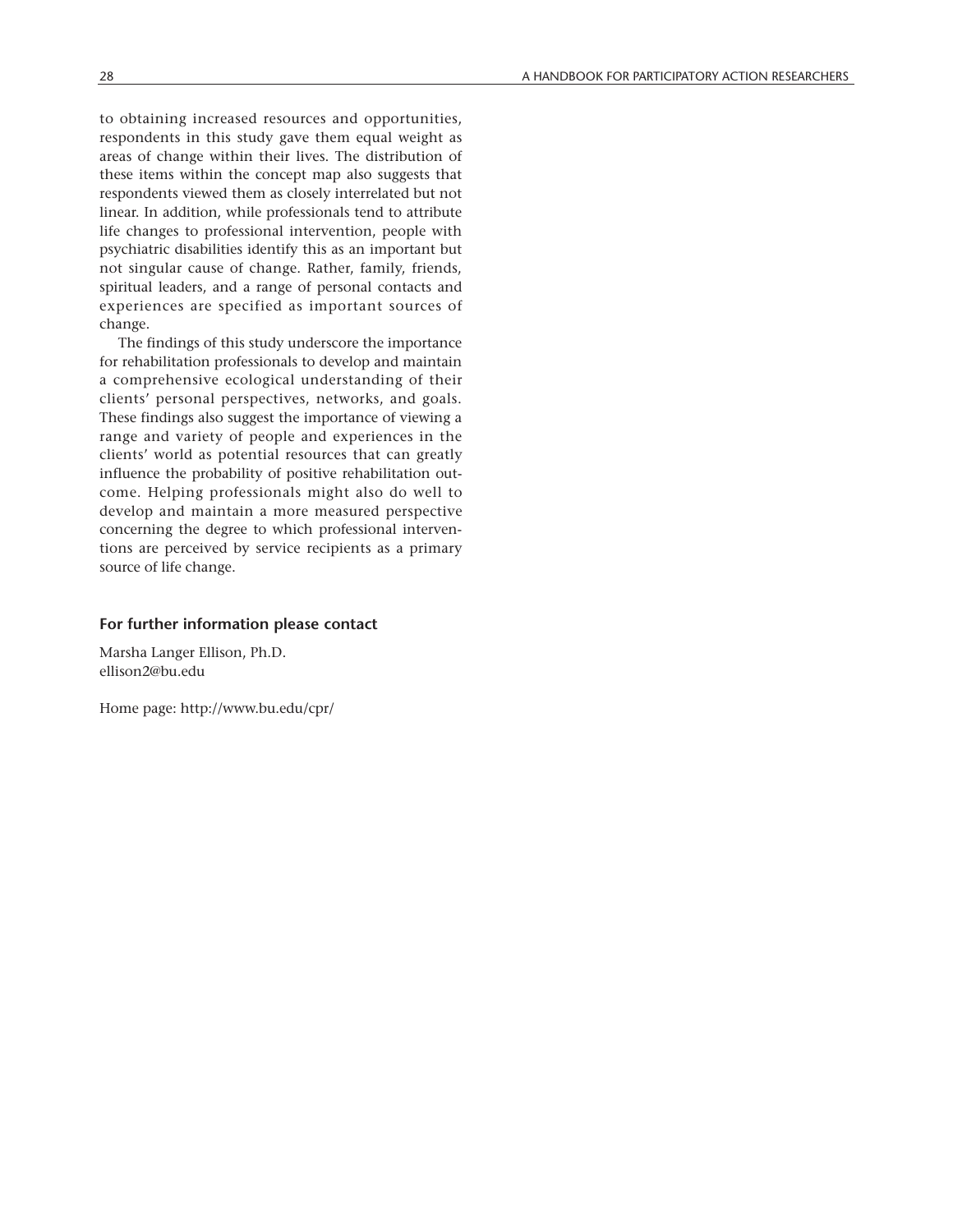to obtaining increased resources and opportunities, respondents in this study gave them equal weight as areas of change within their lives. The distribution of these items within the concept map also suggests that respondents viewed them as closely interrelated but not linear. In addition, while professionals tend to attribute life changes to professional intervention, people with psychiatric disabilities identify this as an important but not singular cause of change. Rather, family, friends, spiritual leaders, and a range of personal contacts and experiences are specified as important sources of change.

The findings of this study underscore the importance for rehabilitation professionals to develop and maintain a comprehensive ecological understanding of their clients' personal perspectives, networks, and goals. These findings also suggest the importance of viewing a range and variety of people and experiences in the clients' world as potential resources that can greatly influence the probability of positive rehabilitation outcome. Helping professionals might also do well to develop and maintain a more measured perspective concerning the degree to which professional interventions are perceived by service recipients as a primary source of life change.

### For further information please contact

Marsha Langer Ellison, Ph.D.
ellison2@bu.edu

Home page: http://www.bu.edu/cpr/